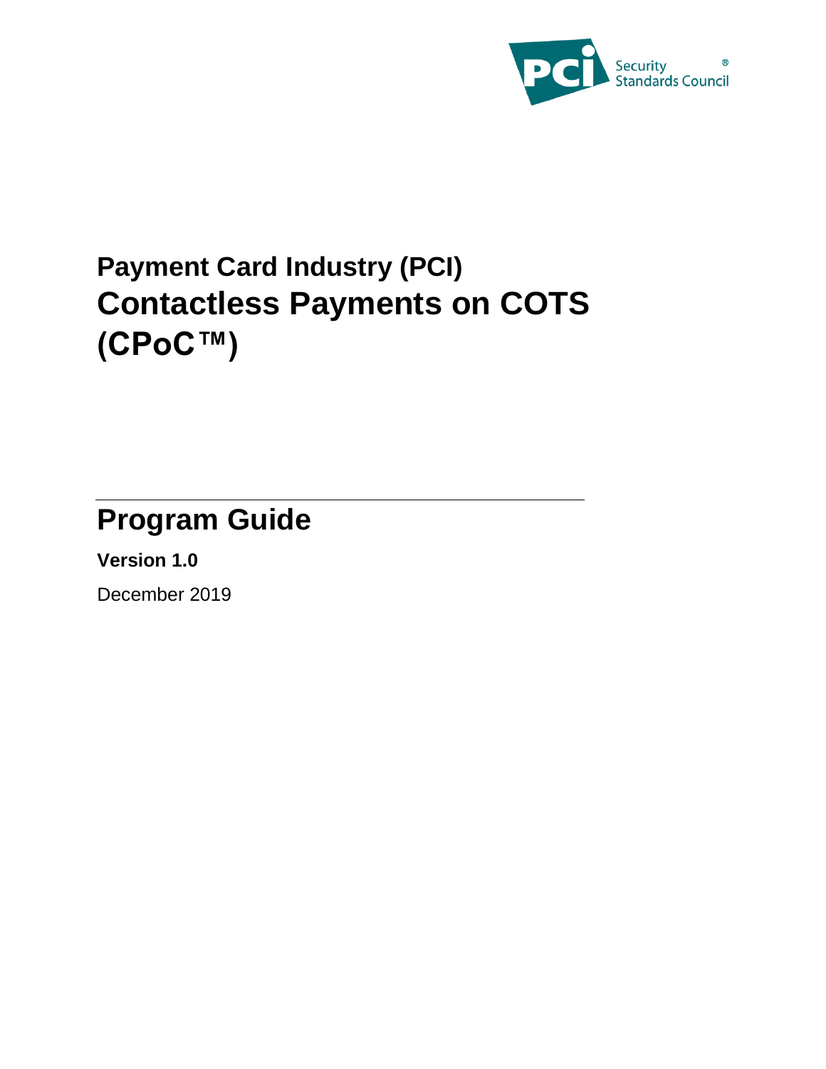Payment Card Industry (PCI)

# Contactless Payments on COTS (CPoC™)

## Program Guide

**Version 1.0**

December 2019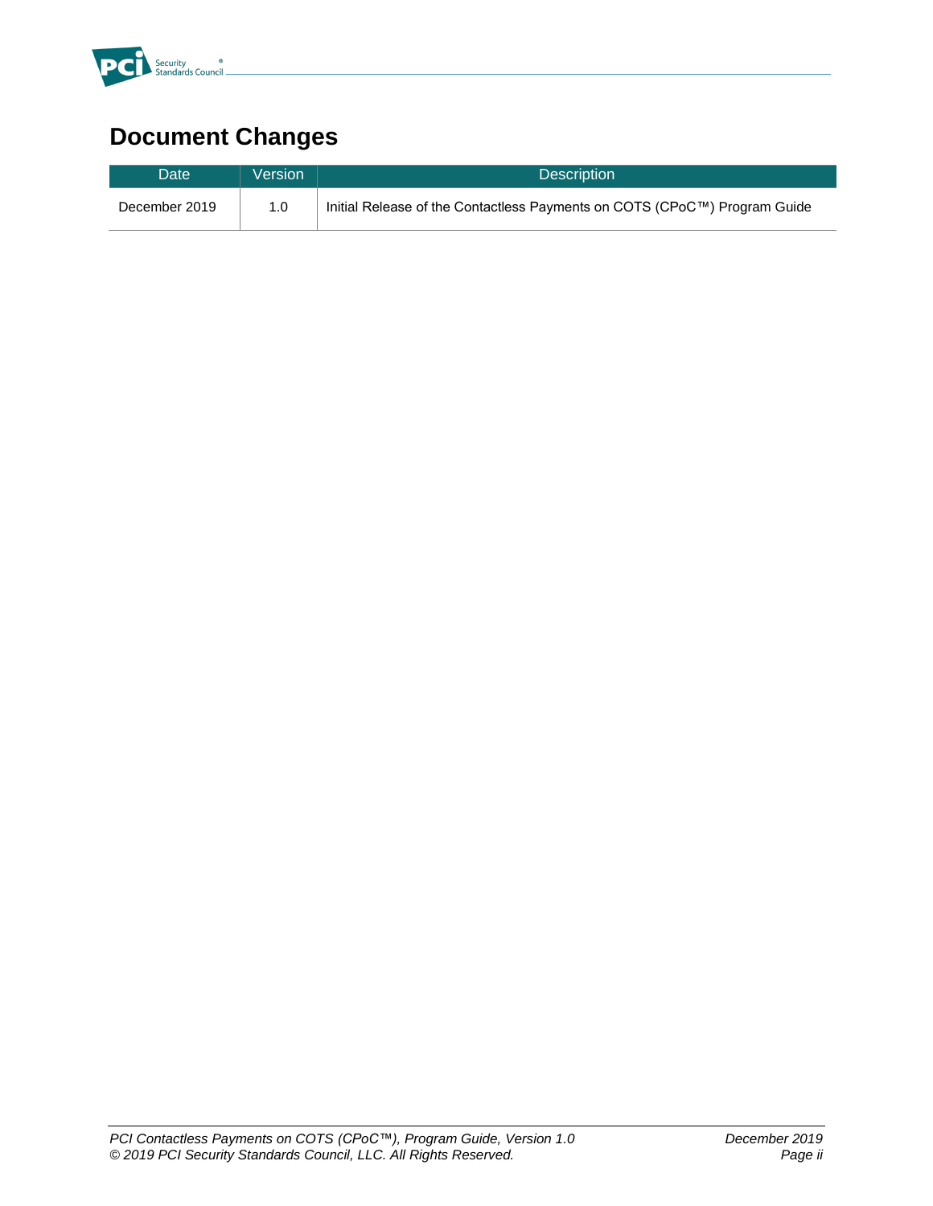# Document Changes

| Date | Version | Description |
| --- | --- | --- |
| December 2019 | 1.0 | Initial Release of the Contactless Payments on COTS (CPoC™) Program Guide |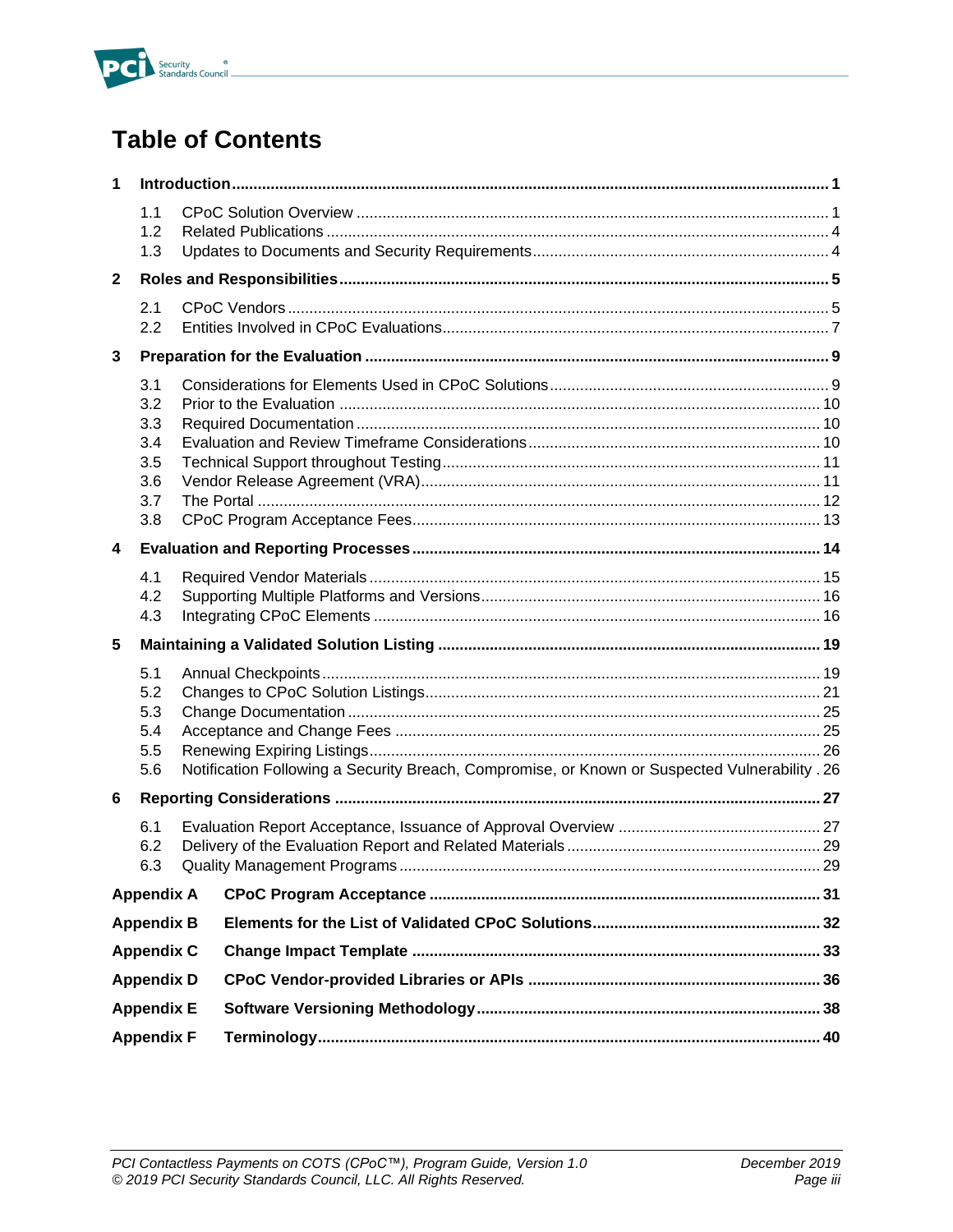# Table of Contents

**1 Introduction ... 1**

- 1.1 CPoC Solution Overview ... 1
- 1.2 Related Publications ... 4
- 1.3 Updates to Documents and Security Requirements ... 4

**2 Roles and Responsibilities ... 5**

- 2.1 CPoC Vendors ... 5
- 2.2 Entities Involved in CPoC Evaluations ... 7

**3 Preparation for the Evaluation ... 9**

- 3.1 Considerations for Elements Used in CPoC Solutions ... 9
- 3.2 Prior to the Evaluation ... 10
- 3.3 Required Documentation ... 10
- 3.4 Evaluation and Review Timeframe Considerations ... 10
- 3.5 Technical Support throughout Testing ... 11
- 3.6 Vendor Release Agreement (VRA) ... 11
- 3.7 The Portal ... 12
- 3.8 CPoC Program Acceptance Fees ... 13

**4 Evaluation and Reporting Processes ... 14**

- 4.1 Required Vendor Materials ... 15
- 4.2 Supporting Multiple Platforms and Versions ... 16
- 4.3 Integrating CPoC Elements ... 16

**5 Maintaining a Validated Solution Listing ... 19**

- 5.1 Annual Checkpoints ... 19
- 5.2 Changes to CPoC Solution Listings ... 21
- 5.3 Change Documentation ... 25
- 5.4 Acceptance and Change Fees ... 25
- 5.5 Renewing Expiring Listings ... 26
- 5.6 Notification Following a Security Breach, Compromise, or Known or Suspected Vulnerability ... 26

**6 Reporting Considerations ... 27**

- 6.1 Evaluation Report Acceptance, Issuance of Approval Overview ... 27
- 6.2 Delivery of the Evaluation Report and Related Materials ... 29
- 6.3 Quality Management Programs ... 29

**Appendix A CPoC Program Acceptance ... 31**

**Appendix B Elements for the List of Validated CPoC Solutions ... 32**

**Appendix C Change Impact Template ... 33**

**Appendix D CPoC Vendor-provided Libraries or APIs ... 36**

**Appendix E Software Versioning Methodology ... 38**

**Appendix F Terminology ... 40**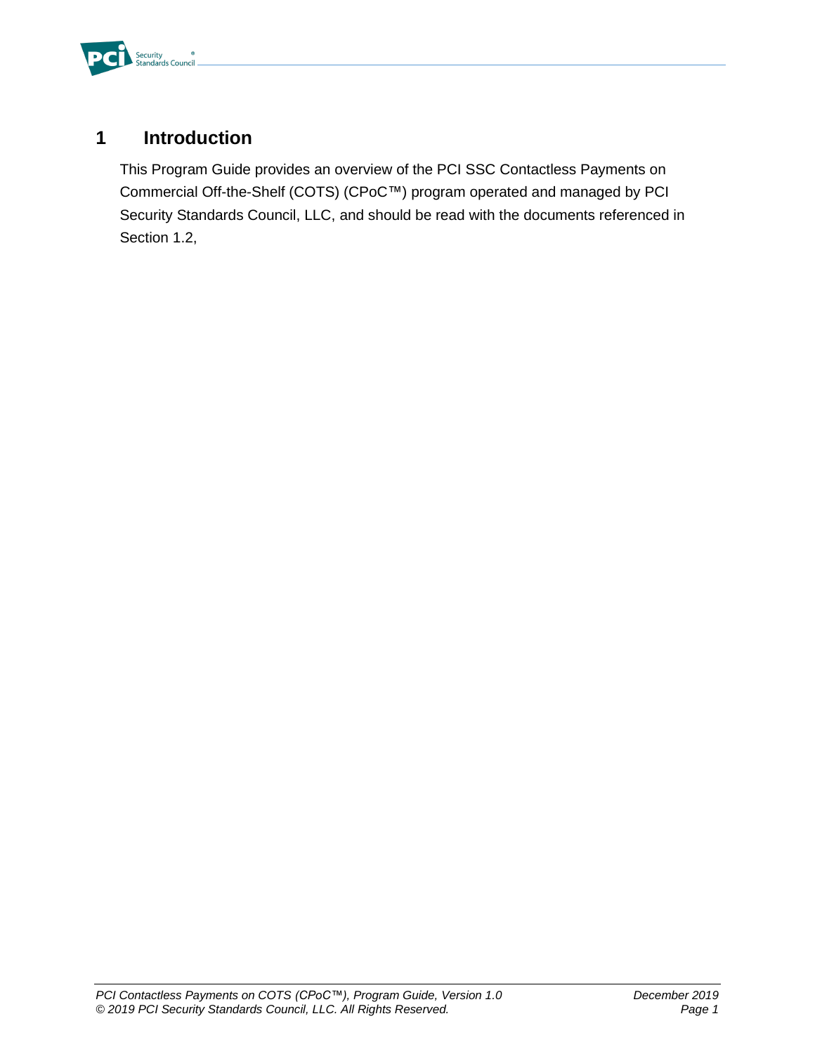# 1 Introduction

This Program Guide provides an overview of the PCI SSC Contactless Payments on Commercial Off-the-Shelf (COTS) (CPoC™) program operated and managed by PCI Security Standards Council, LLC, and should be read with the documents referenced in Section 1.2,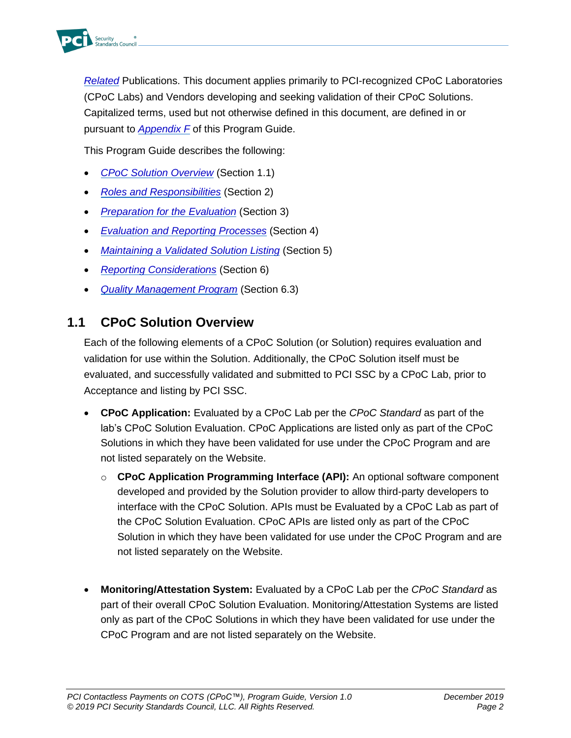*Related* Publications. This document applies primarily to PCI-recognized CPoC Laboratories (CPoC Labs) and Vendors developing and seeking validation of their CPoC Solutions. Capitalized terms, used but not otherwise defined in this document, are defined in or pursuant to *Appendix F* of this Program Guide.

This Program Guide describes the following:

- *CPoC Solution Overview* (Section 1.1)
- *Roles and Responsibilities* (Section 2)
- *Preparation for the Evaluation* (Section 3)
- *Evaluation and Reporting Processes* (Section 4)
- *Maintaining a Validated Solution Listing* (Section 5)
- *Reporting Considerations* (Section 6)
- *Quality Management Program* (Section 6.3)

## 1.1 CPoC Solution Overview

Each of the following elements of a CPoC Solution (or Solution) requires evaluation and validation for use within the Solution. Additionally, the CPoC Solution itself must be evaluated, and successfully validated and submitted to PCI SSC by a CPoC Lab, prior to Acceptance and listing by PCI SSC.

- **CPoC Application:** Evaluated by a CPoC Lab per the *CPoC Standard* as part of the lab's CPoC Solution Evaluation. CPoC Applications are listed only as part of the CPoC Solutions in which they have been validated for use under the CPoC Program and are not listed separately on the Website.
  - **CPoC Application Programming Interface (API):** An optional software component developed and provided by the Solution provider to allow third-party developers to interface with the CPoC Solution. APIs must be Evaluated by a CPoC Lab as part of the CPoC Solution Evaluation. CPoC APIs are listed only as part of the CPoC Solution in which they have been validated for use under the CPoC Program and are not listed separately on the Website.

- **Monitoring/Attestation System:** Evaluated by a CPoC Lab per the *CPoC Standard* as part of their overall CPoC Solution Evaluation. Monitoring/Attestation Systems are listed only as part of the CPoC Solutions in which they have been validated for use under the CPoC Program and are not listed separately on the Website.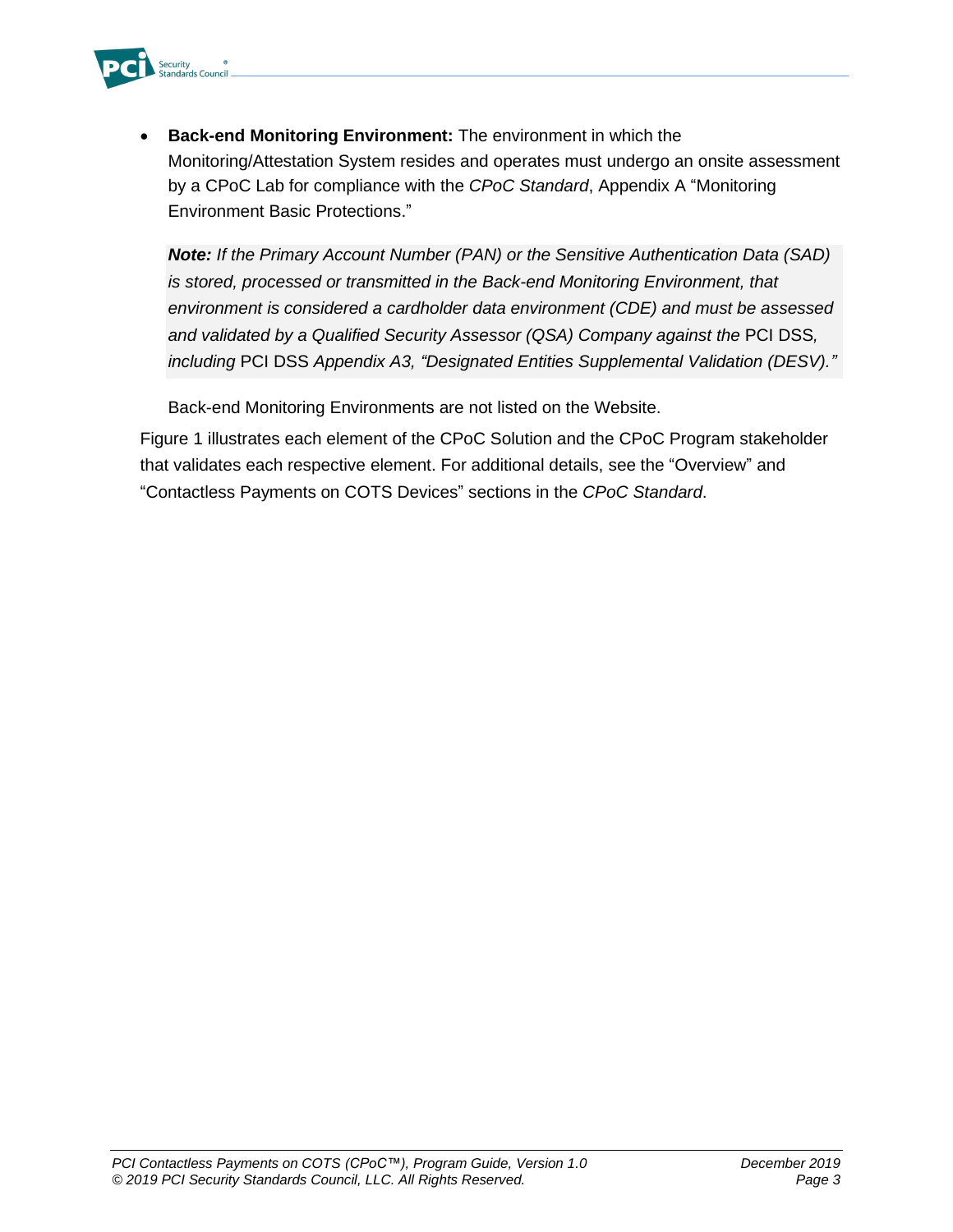- **Back-end Monitoring Environment:** The environment in which the Monitoring/Attestation System resides and operates must undergo an onsite assessment by a CPoC Lab for compliance with the *CPoC Standard*, Appendix A "Monitoring Environment Basic Protections."

  ***Note:*** *If the Primary Account Number (PAN) or the Sensitive Authentication Data (SAD) is stored, processed or transmitted in the Back-end Monitoring Environment, that environment is considered a cardholder data environment (CDE) and must be assessed and validated by a Qualified Security Assessor (QSA) Company against the* PCI DSS*, including* PCI DSS *Appendix A3, "Designated Entities Supplemental Validation (DESV)."*

  Back-end Monitoring Environments are not listed on the Website.

Figure 1 illustrates each element of the CPoC Solution and the CPoC Program stakeholder that validates each respective element. For additional details, see the "Overview" and "Contactless Payments on COTS Devices" sections in the *CPoC Standard*.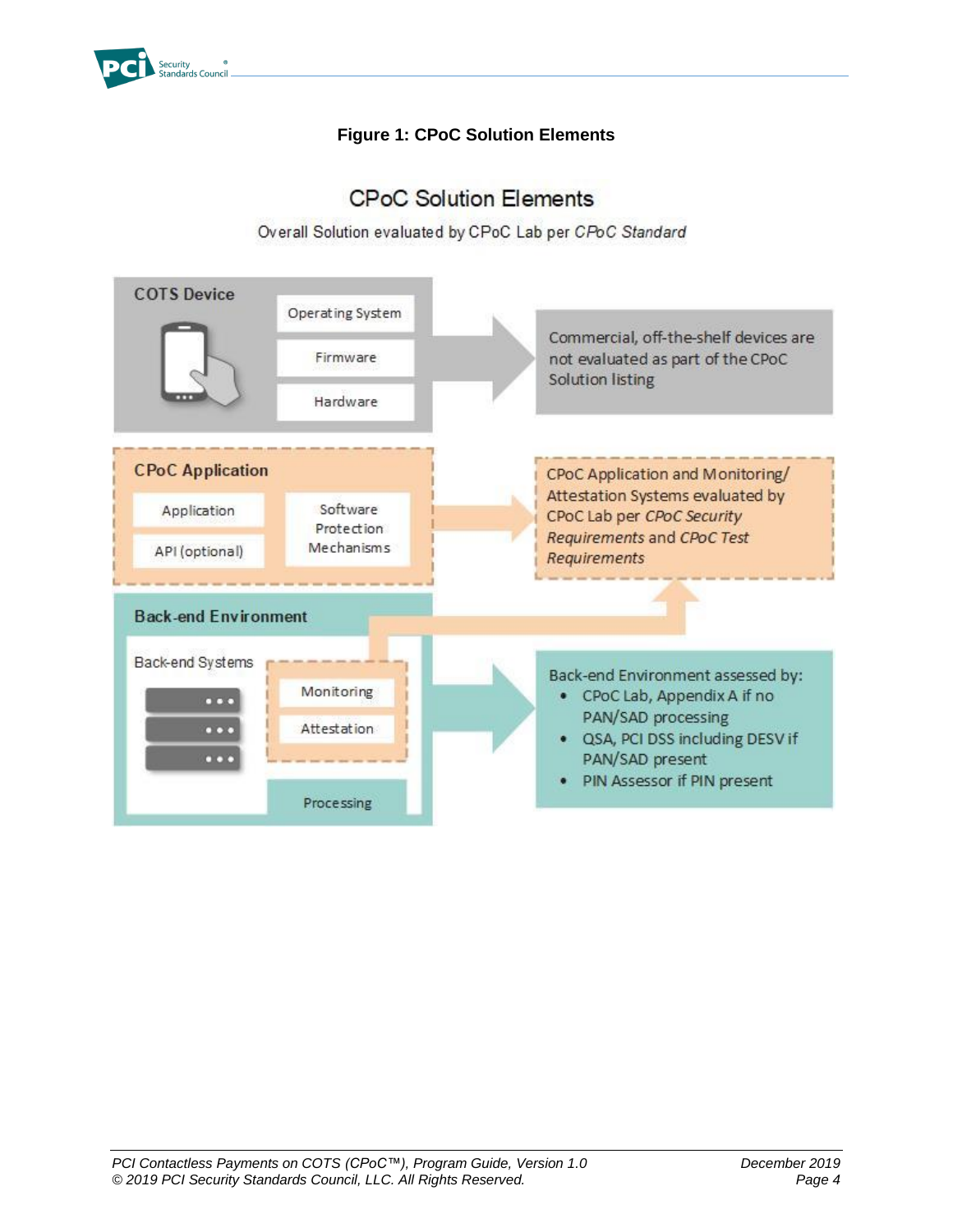**Figure 1: CPoC Solution Elements**

## CPoC Solution Elements

Overall Solution evaluated by CPoC Lab per *CPoC Standard*

**COTS Device**

- Operating System
- Firmware
- Hardware

Commercial, off-the-shelf devices are not evaluated as part of the CPoC Solution listing

**CPoC Application**

- Application
- API (optional)
- Software Protection Mechanisms

CPoC Application and Monitoring/ Attestation Systems evaluated by CPoC Lab per *CPoC Security Requirements* and *CPoC Test Requirements*

**Back-end Environment**

Back-end Systems

- Monitoring
- Attestation
- Processing

Back-end Environment assessed by:

- CPoC Lab, Appendix A if no PAN/SAD processing
- QSA, PCI DSS including DESV if PAN/SAD present
- PIN Assessor if PIN present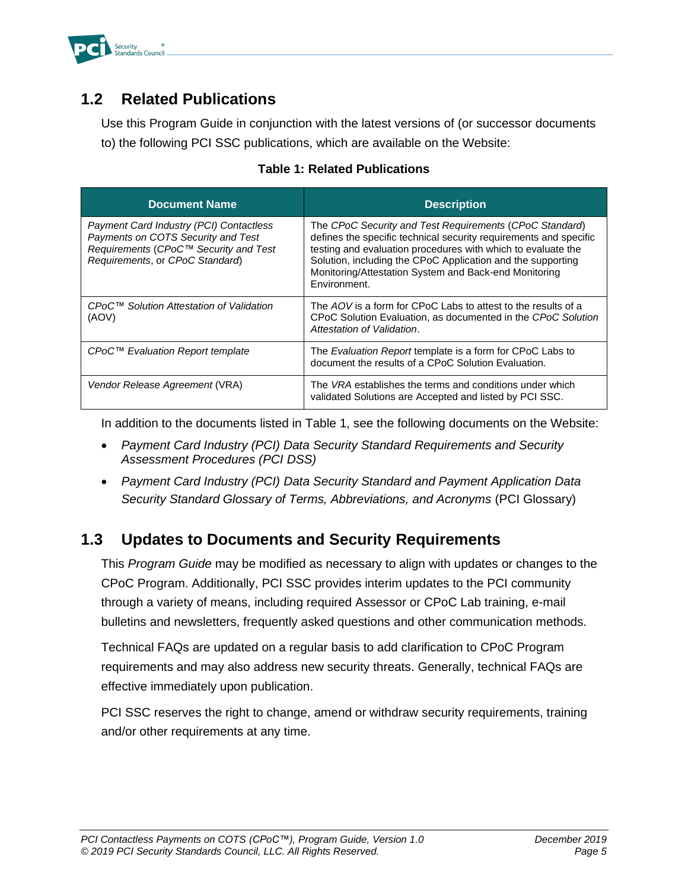## 1.2 Related Publications

Use this Program Guide in conjunction with the latest versions of (or successor documents to) the following PCI SSC publications, which are available on the Website:

**Table 1: Related Publications**

| Document Name | Description |
|---|---|
| *Payment Card Industry (PCI) Contactless Payments on COTS Security and Test Requirements* (*CPoC™ Security and Test Requirements*, or *CPoC Standard*) | The *CPoC Security and Test Requirements* (*CPoC Standard*) defines the specific technical security requirements and specific testing and evaluation procedures with which to evaluate the Solution, including the CPoC Application and the supporting Monitoring/Attestation System and Back-end Monitoring Environment. |
| *CPoC™ Solution Attestation of Validation* (AOV) | The *AOV* is a form for CPoC Labs to attest to the results of a CPoC Solution Evaluation, as documented in the *CPoC Solution Attestation of Validation*. |
| *CPoC™ Evaluation Report template* | The *Evaluation Report* template is a form for CPoC Labs to document the results of a CPoC Solution Evaluation. |
| *Vendor Release Agreement* (VRA) | The *VRA* establishes the terms and conditions under which validated Solutions are Accepted and listed by PCI SSC. |

In addition to the documents listed in Table 1, see the following documents on the Website:

- *Payment Card Industry (PCI) Data Security Standard Requirements and Security Assessment Procedures (PCI DSS)*
- *Payment Card Industry (PCI) Data Security Standard and Payment Application Data Security Standard Glossary of Terms, Abbreviations, and Acronyms* (PCI Glossary)

## 1.3 Updates to Documents and Security Requirements

This *Program Guide* may be modified as necessary to align with updates or changes to the CPoC Program. Additionally, PCI SSC provides interim updates to the PCI community through a variety of means, including required Assessor or CPoC Lab training, e-mail bulletins and newsletters, frequently asked questions and other communication methods.

Technical FAQs are updated on a regular basis to add clarification to CPoC Program requirements and may also address new security threats. Generally, technical FAQs are effective immediately upon publication.

PCI SSC reserves the right to change, amend or withdraw security requirements, training and/or other requirements at any time.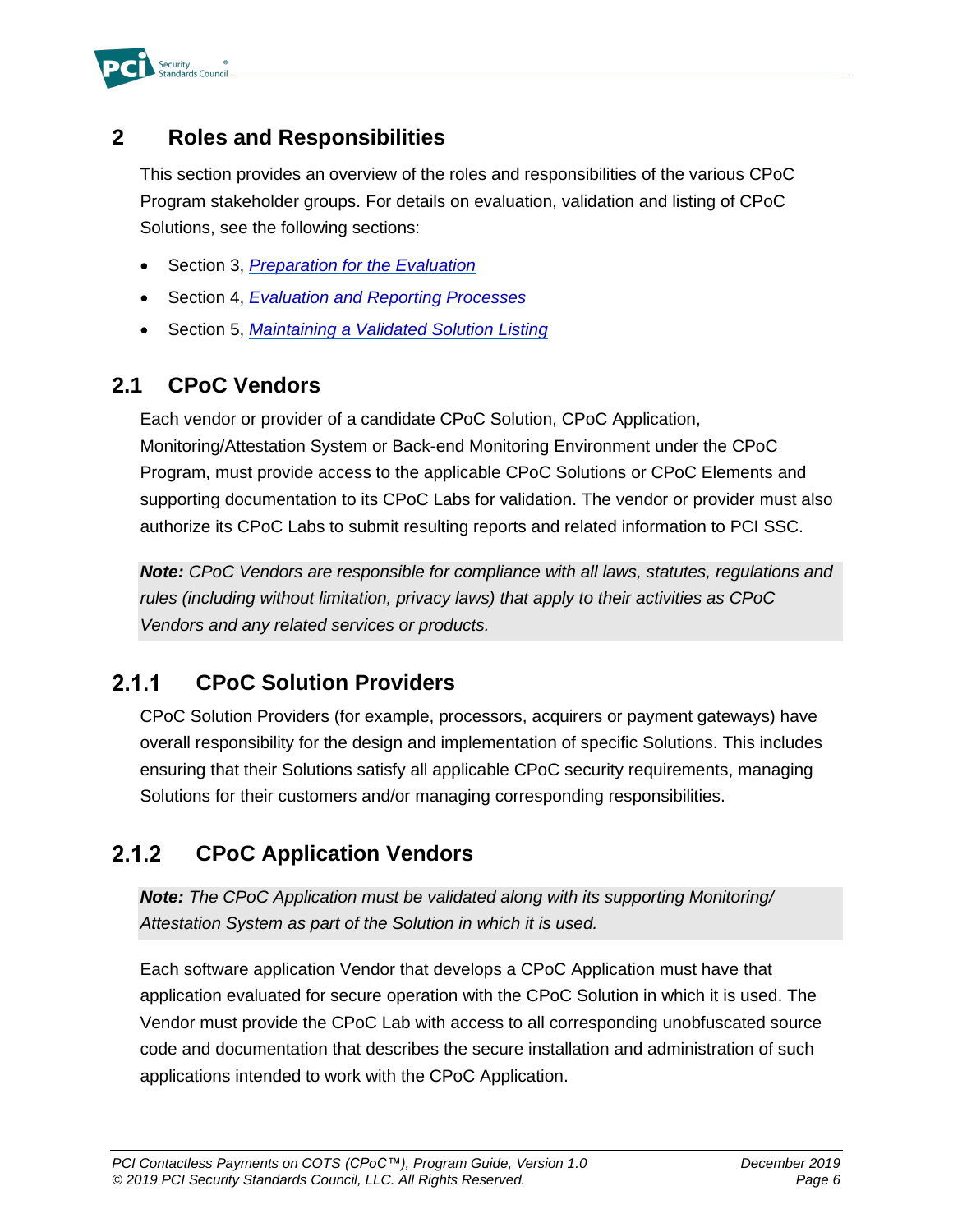# 2 Roles and Responsibilities

This section provides an overview of the roles and responsibilities of the various CPoC Program stakeholder groups. For details on evaluation, validation and listing of CPoC Solutions, see the following sections:

- Section 3, *Preparation for the Evaluation*
- Section 4, *Evaluation and Reporting Processes*
- Section 5, *Maintaining a Validated Solution Listing*

## 2.1 CPoC Vendors

Each vendor or provider of a candidate CPoC Solution, CPoC Application, Monitoring/Attestation System or Back-end Monitoring Environment under the CPoC Program, must provide access to the applicable CPoC Solutions or CPoC Elements and supporting documentation to its CPoC Labs for validation. The vendor or provider must also authorize its CPoC Labs to submit resulting reports and related information to PCI SSC.

***Note:*** *CPoC Vendors are responsible for compliance with all laws, statutes, regulations and rules (including without limitation, privacy laws) that apply to their activities as CPoC Vendors and any related services or products.*

### 2.1.1 CPoC Solution Providers

CPoC Solution Providers (for example, processors, acquirers or payment gateways) have overall responsibility for the design and implementation of specific Solutions. This includes ensuring that their Solutions satisfy all applicable CPoC security requirements, managing Solutions for their customers and/or managing corresponding responsibilities.

### 2.1.2 CPoC Application Vendors

***Note:*** *The CPoC Application must be validated along with its supporting Monitoring/ Attestation System as part of the Solution in which it is used.*

Each software application Vendor that develops a CPoC Application must have that application evaluated for secure operation with the CPoC Solution in which it is used. The Vendor must provide the CPoC Lab with access to all corresponding unobfuscated source code and documentation that describes the secure installation and administration of such applications intended to work with the CPoC Application.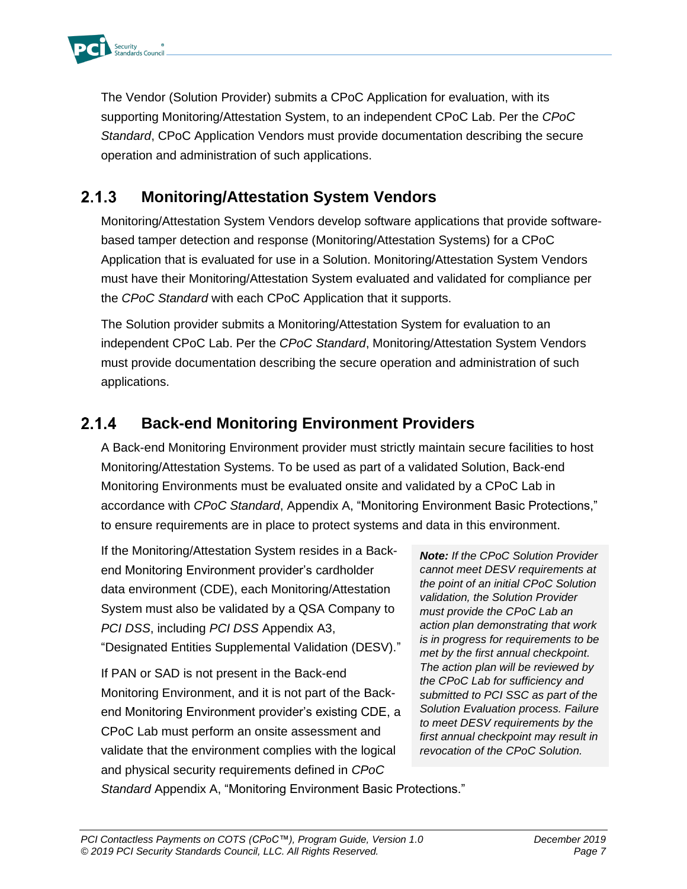The Vendor (Solution Provider) submits a CPoC Application for evaluation, with its supporting Monitoring/Attestation System, to an independent CPoC Lab. Per the *CPoC Standard*, CPoC Application Vendors must provide documentation describing the secure operation and administration of such applications.

### 2.1.3 Monitoring/Attestation System Vendors

Monitoring/Attestation System Vendors develop software applications that provide software-based tamper detection and response (Monitoring/Attestation Systems) for a CPoC Application that is evaluated for use in a Solution. Monitoring/Attestation System Vendors must have their Monitoring/Attestation System evaluated and validated for compliance per the *CPoC Standard* with each CPoC Application that it supports.

The Solution provider submits a Monitoring/Attestation System for evaluation to an independent CPoC Lab. Per the *CPoC Standard*, Monitoring/Attestation System Vendors must provide documentation describing the secure operation and administration of such applications.

### 2.1.4 Back-end Monitoring Environment Providers

A Back-end Monitoring Environment provider must strictly maintain secure facilities to host Monitoring/Attestation Systems. To be used as part of a validated Solution, Back-end Monitoring Environments must be evaluated onsite and validated by a CPoC Lab in accordance with *CPoC Standard*, Appendix A, "Monitoring Environment Basic Protections," to ensure requirements are in place to protect systems and data in this environment.

If the Monitoring/Attestation System resides in a Back-end Monitoring Environment provider's cardholder data environment (CDE), each Monitoring/Attestation System must also be validated by a QSA Company to *PCI DSS*, including *PCI DSS* Appendix A3, "Designated Entities Supplemental Validation (DESV)."

If PAN or SAD is not present in the Back-end Monitoring Environment, and it is not part of the Back-end Monitoring Environment provider's existing CDE, a CPoC Lab must perform an onsite assessment and validate that the environment complies with the logical and physical security requirements defined in *CPoC Standard* Appendix A, "Monitoring Environment Basic Protections."

> ***Note:*** *If the CPoC Solution Provider cannot meet DESV requirements at the point of an initial CPoC Solution validation, the Solution Provider must provide the CPoC Lab an action plan demonstrating that work is in progress for requirements to be met by the first annual checkpoint. The action plan will be reviewed by the CPoC Lab for sufficiency and submitted to PCI SSC as part of the Solution Evaluation process. Failure to meet DESV requirements by the first annual checkpoint may result in revocation of the CPoC Solution.*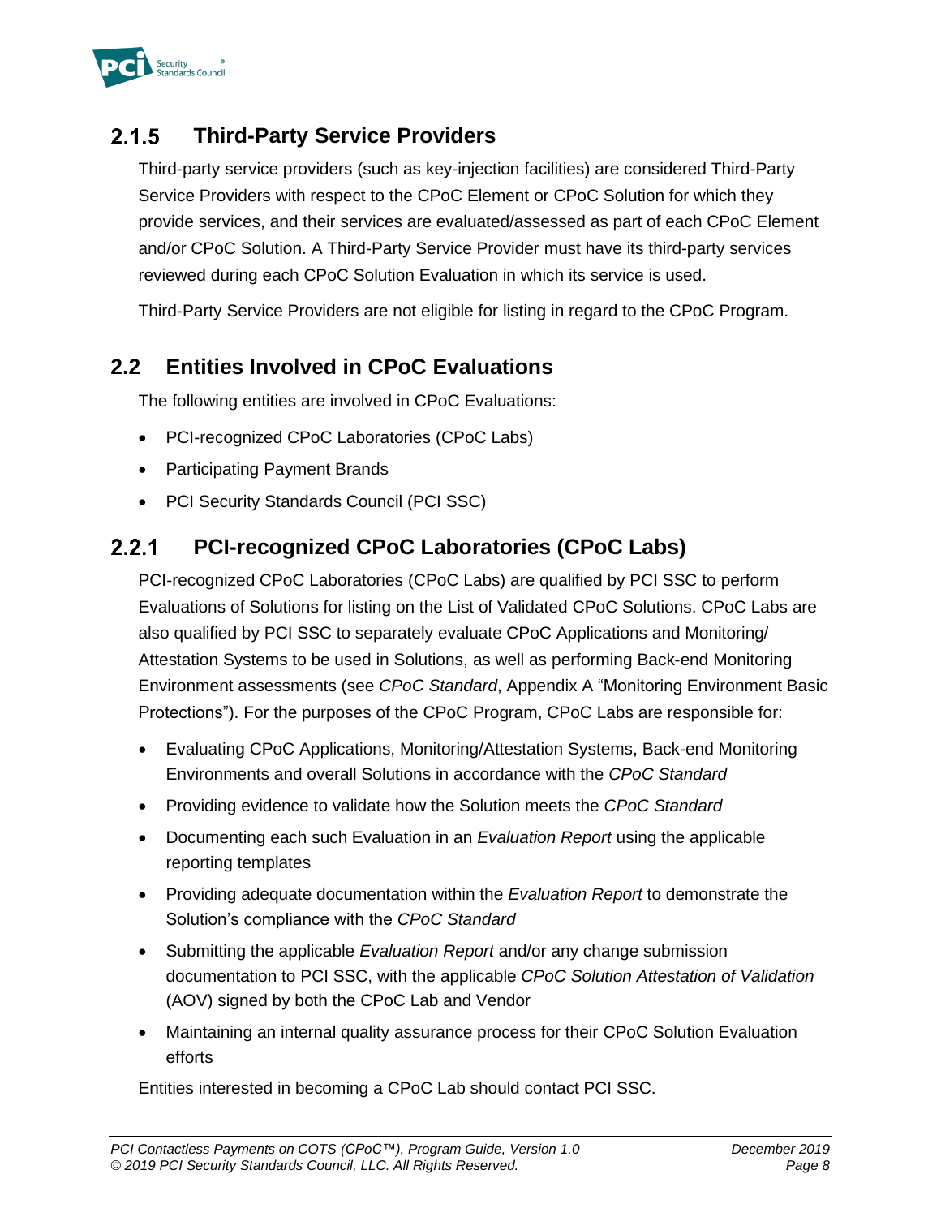### 2.1.5 Third-Party Service Providers

Third-party service providers (such as key-injection facilities) are considered Third-Party Service Providers with respect to the CPoC Element or CPoC Solution for which they provide services, and their services are evaluated/assessed as part of each CPoC Element and/or CPoC Solution. A Third-Party Service Provider must have its third-party services reviewed during each CPoC Solution Evaluation in which its service is used.

Third-Party Service Providers are not eligible for listing in regard to the CPoC Program.

## 2.2 Entities Involved in CPoC Evaluations

The following entities are involved in CPoC Evaluations:

- PCI-recognized CPoC Laboratories (CPoC Labs)
- Participating Payment Brands
- PCI Security Standards Council (PCI SSC)

### 2.2.1 PCI-recognized CPoC Laboratories (CPoC Labs)

PCI-recognized CPoC Laboratories (CPoC Labs) are qualified by PCI SSC to perform Evaluations of Solutions for listing on the List of Validated CPoC Solutions. CPoC Labs are also qualified by PCI SSC to separately evaluate CPoC Applications and Monitoring/ Attestation Systems to be used in Solutions, as well as performing Back-end Monitoring Environment assessments (see *CPoC Standard*, Appendix A "Monitoring Environment Basic Protections"). For the purposes of the CPoC Program, CPoC Labs are responsible for:

- Evaluating CPoC Applications, Monitoring/Attestation Systems, Back-end Monitoring Environments and overall Solutions in accordance with the *CPoC Standard*
- Providing evidence to validate how the Solution meets the *CPoC Standard*
- Documenting each such Evaluation in an *Evaluation Report* using the applicable reporting templates
- Providing adequate documentation within the *Evaluation Report* to demonstrate the Solution's compliance with the *CPoC Standard*
- Submitting the applicable *Evaluation Report* and/or any change submission documentation to PCI SSC, with the applicable *CPoC Solution Attestation of Validation* (AOV) signed by both the CPoC Lab and Vendor
- Maintaining an internal quality assurance process for their CPoC Solution Evaluation efforts

Entities interested in becoming a CPoC Lab should contact PCI SSC.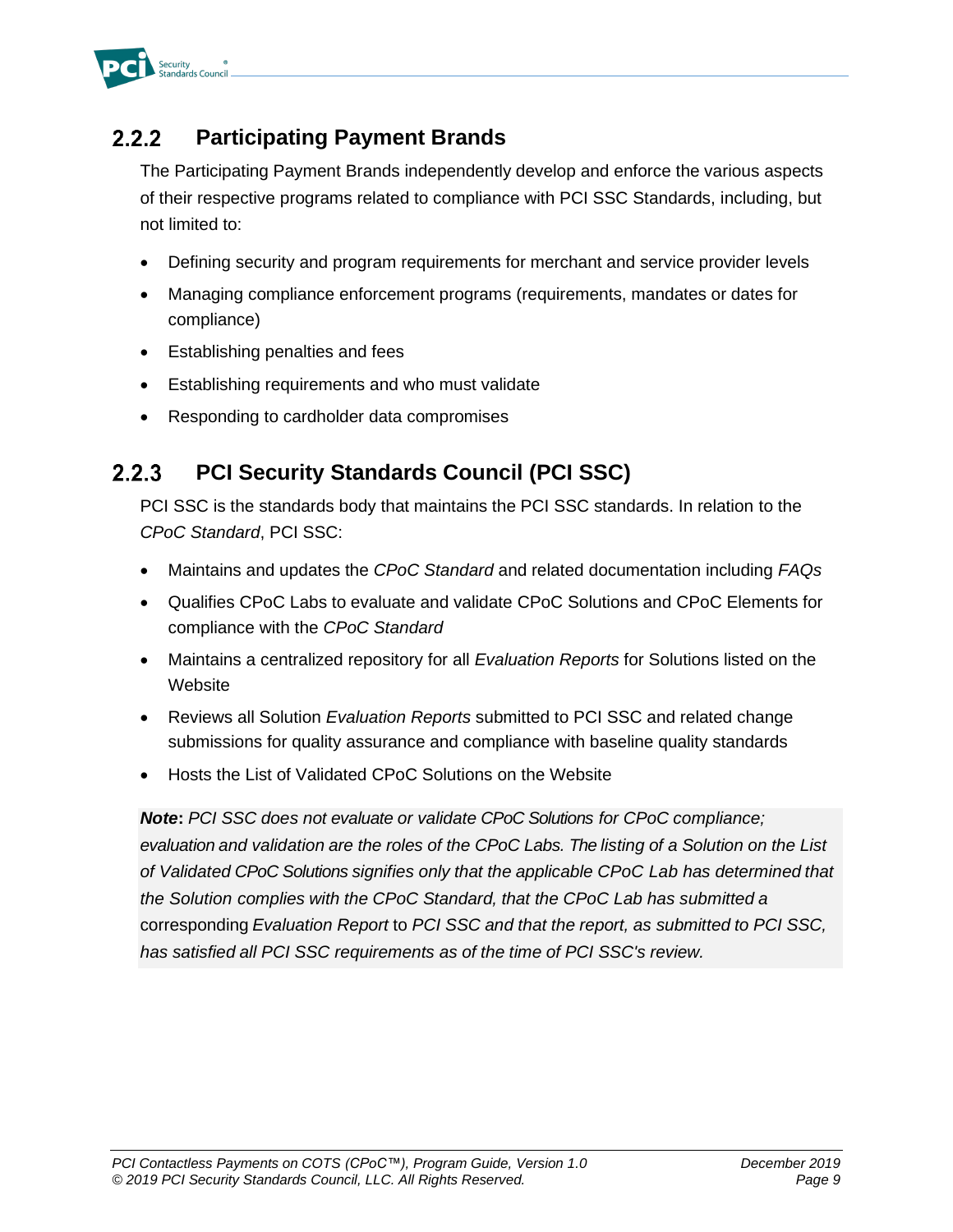### 2.2.2 Participating Payment Brands

The Participating Payment Brands independently develop and enforce the various aspects of their respective programs related to compliance with PCI SSC Standards, including, but not limited to:

- Defining security and program requirements for merchant and service provider levels
- Managing compliance enforcement programs (requirements, mandates or dates for compliance)
- Establishing penalties and fees
- Establishing requirements and who must validate
- Responding to cardholder data compromises

### 2.2.3 PCI Security Standards Council (PCI SSC)

PCI SSC is the standards body that maintains the PCI SSC standards. In relation to the *CPoC Standard*, PCI SSC:

- Maintains and updates the *CPoC Standard* and related documentation including *FAQs*
- Qualifies CPoC Labs to evaluate and validate CPoC Solutions and CPoC Elements for compliance with the *CPoC Standard*
- Maintains a centralized repository for all *Evaluation Reports* for Solutions listed on the Website
- Reviews all Solution *Evaluation Reports* submitted to PCI SSC and related change submissions for quality assurance and compliance with baseline quality standards
- Hosts the List of Validated CPoC Solutions on the Website

***Note*****:** *PCI SSC does not evaluate or validate CPoC Solutions for CPoC compliance; evaluation and validation are the roles of the CPoC Labs. The listing of a Solution on the List of Validated CPoC Solutions signifies only that the applicable CPoC Lab has determined that the Solution complies with the CPoC Standard, that the CPoC Lab has submitted a* corresponding *Evaluation Report* to *PCI SSC and that the report, as submitted to PCI SSC, has satisfied all PCI SSC requirements as of the time of PCI SSC's review.*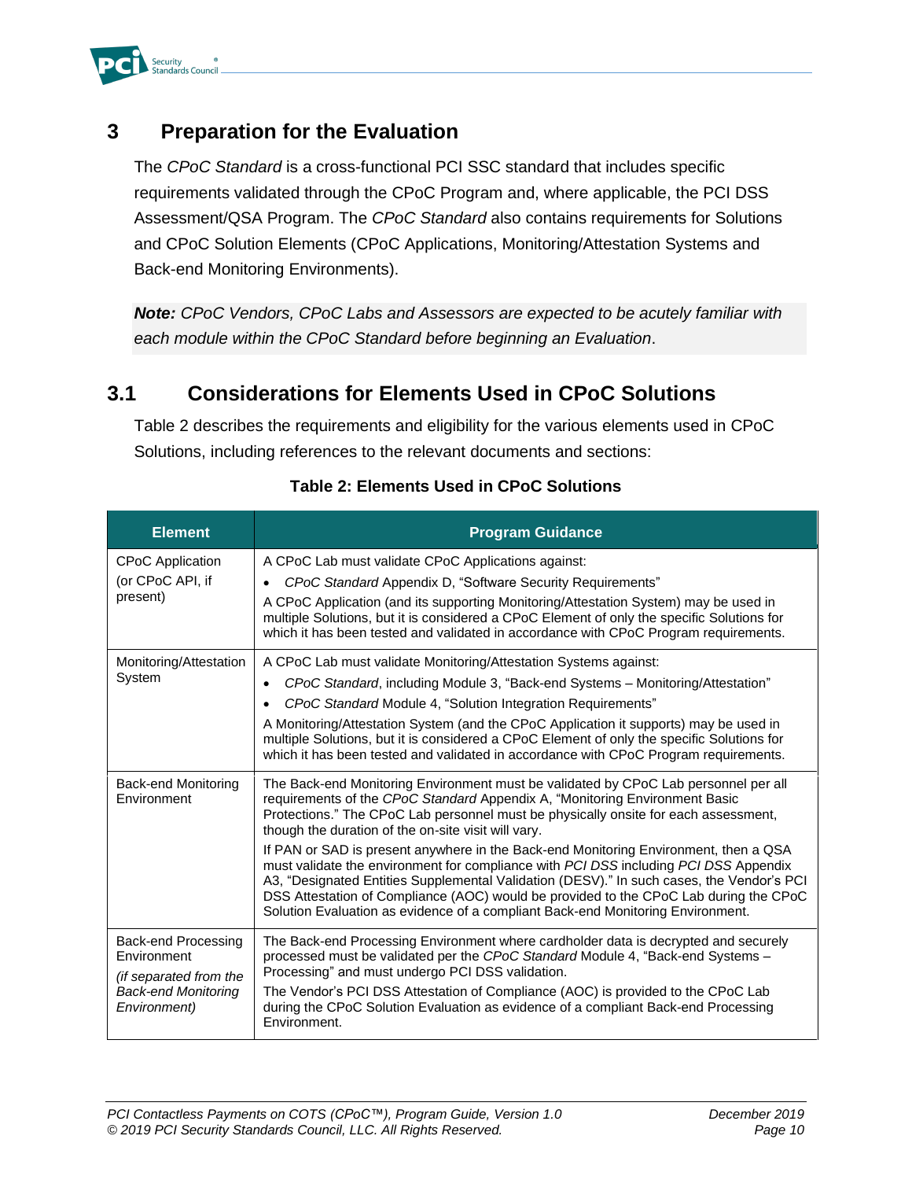# 3 Preparation for the Evaluation

The *CPoC Standard* is a cross-functional PCI SSC standard that includes specific requirements validated through the CPoC Program and, where applicable, the PCI DSS Assessment/QSA Program. The *CPoC Standard* also contains requirements for Solutions and CPoC Solution Elements (CPoC Applications, Monitoring/Attestation Systems and Back-end Monitoring Environments).

***Note:*** *CPoC Vendors, CPoC Labs and Assessors are expected to be acutely familiar with each module within the CPoC Standard before beginning an Evaluation*.

## 3.1 Considerations for Elements Used in CPoC Solutions

Table 2 describes the requirements and eligibility for the various elements used in CPoC Solutions, including references to the relevant documents and sections:

**Table 2: Elements Used in CPoC Solutions**

| Element | Program Guidance |
|---|---|
| CPoC Application (or CPoC API, if present) | A CPoC Lab must validate CPoC Applications against:<br>• *CPoC Standard* Appendix D, "Software Security Requirements"<br>A CPoC Application (and its supporting Monitoring/Attestation System) may be used in multiple Solutions, but it is considered a CPoC Element of only the specific Solutions for which it has been tested and validated in accordance with CPoC Program requirements. |
| Monitoring/Attestation System | A CPoC Lab must validate Monitoring/Attestation Systems against:<br>• *CPoC Standard*, including Module 3, "Back-end Systems – Monitoring/Attestation"<br>• *CPoC Standard* Module 4, "Solution Integration Requirements"<br>A Monitoring/Attestation System (and the CPoC Application it supports) may be used in multiple Solutions, but it is considered a CPoC Element of only the specific Solutions for which it has been tested and validated in accordance with CPoC Program requirements. |
| Back-end Monitoring Environment | The Back-end Monitoring Environment must be validated by CPoC Lab personnel per all requirements of the *CPoC Standard* Appendix A, "Monitoring Environment Basic Protections." The CPoC Lab personnel must be physically onsite for each assessment, though the duration of the on-site visit will vary.<br>If PAN or SAD is present anywhere in the Back-end Monitoring Environment, then a QSA must validate the environment for compliance with *PCI DSS* including *PCI DSS* Appendix A3, "Designated Entities Supplemental Validation (DESV)." In such cases, the Vendor's PCI DSS Attestation of Compliance (AOC) would be provided to the CPoC Lab during the CPoC Solution Evaluation as evidence of a compliant Back-end Monitoring Environment. |
| Back-end Processing Environment<br>*(if separated from the Back-end Monitoring Environment)* | The Back-end Processing Environment where cardholder data is decrypted and securely processed must be validated per the *CPoC Standard* Module 4, "Back-end Systems – Processing" and must undergo PCI DSS validation.<br>The Vendor's PCI DSS Attestation of Compliance (AOC) is provided to the CPoC Lab during the CPoC Solution Evaluation as evidence of a compliant Back-end Processing Environment. |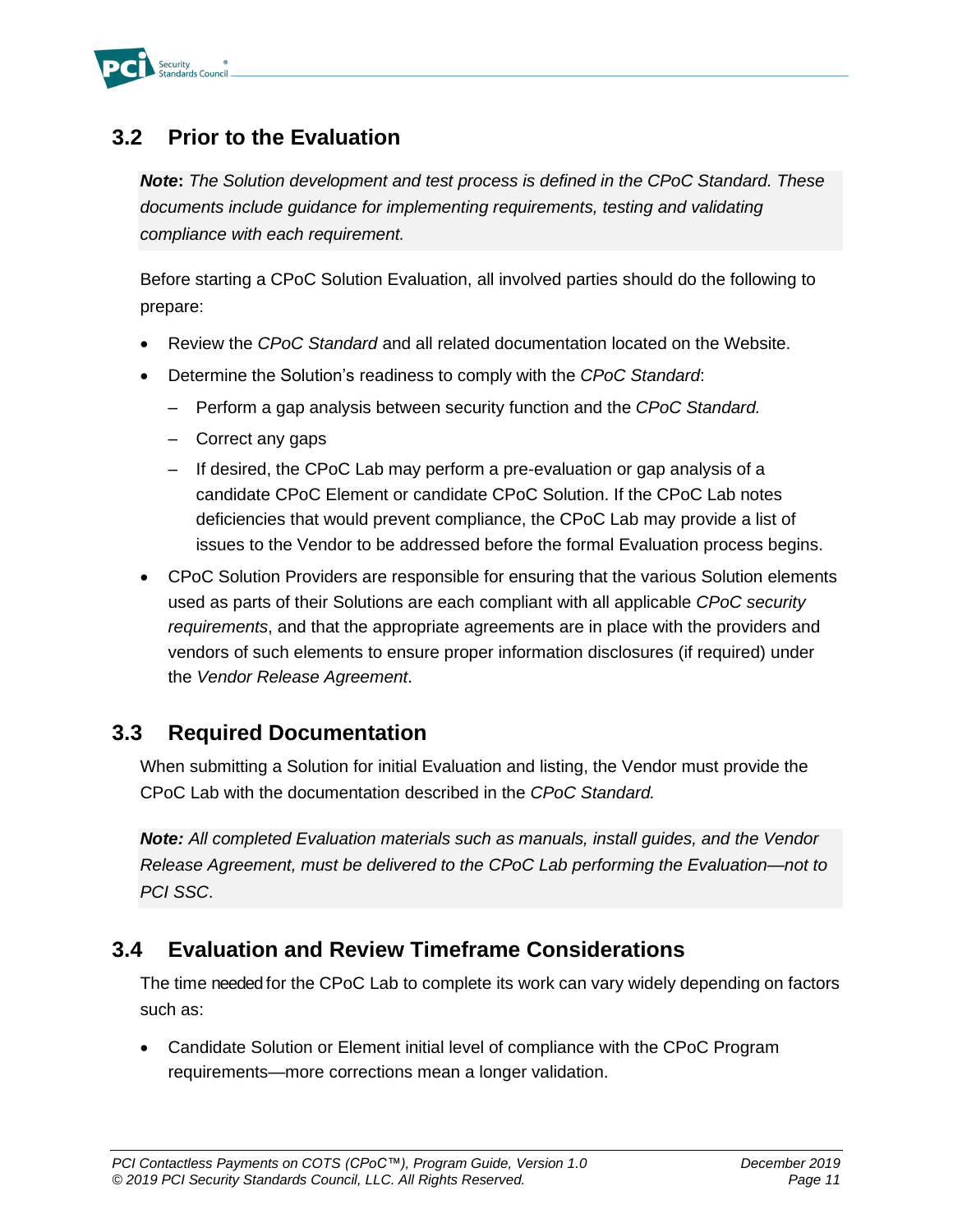## 3.2 Prior to the Evaluation

> ***Note*: *The Solution development and test process is defined in the CPoC Standard. These documents include guidance for implementing requirements, testing and validating compliance with each requirement.***

Before starting a CPoC Solution Evaluation, all involved parties should do the following to prepare:

- Review the *CPoC Standard* and all related documentation located on the Website.
- Determine the Solution's readiness to comply with the *CPoC Standard*:
  - Perform a gap analysis between security function and the *CPoC Standard.*
  - Correct any gaps
  - If desired, the CPoC Lab may perform a pre-evaluation or gap analysis of a candidate CPoC Element or candidate CPoC Solution. If the CPoC Lab notes deficiencies that would prevent compliance, the CPoC Lab may provide a list of issues to the Vendor to be addressed before the formal Evaluation process begins.
- CPoC Solution Providers are responsible for ensuring that the various Solution elements used as parts of their Solutions are each compliant with all applicable *CPoC security requirements*, and that the appropriate agreements are in place with the providers and vendors of such elements to ensure proper information disclosures (if required) under the *Vendor Release Agreement*.

## 3.3 Required Documentation

When submitting a Solution for initial Evaluation and listing, the Vendor must provide the CPoC Lab with the documentation described in the *CPoC Standard.*

> ***Note:*** *All completed Evaluation materials such as manuals, install guides, and the Vendor Release Agreement, must be delivered to the CPoC Lab performing the Evaluation—not to PCI SSC*.

## 3.4 Evaluation and Review Timeframe Considerations

The time needed for the CPoC Lab to complete its work can vary widely depending on factors such as:

- Candidate Solution or Element initial level of compliance with the CPoC Program requirements—more corrections mean a longer validation.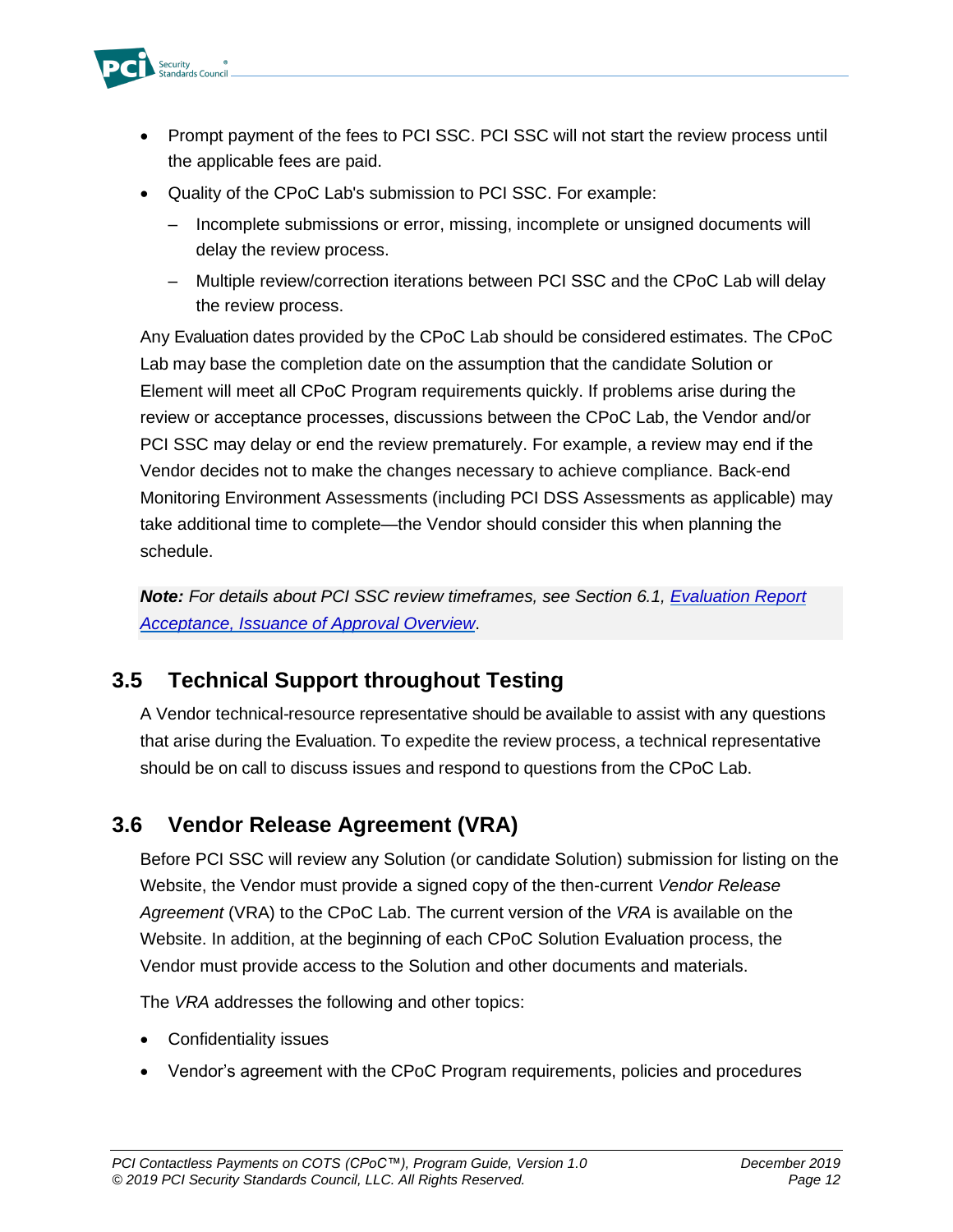- Prompt payment of the fees to PCI SSC. PCI SSC will not start the review process until the applicable fees are paid.
- Quality of the CPoC Lab's submission to PCI SSC. For example:
  - Incomplete submissions or error, missing, incomplete or unsigned documents will delay the review process.
  - Multiple review/correction iterations between PCI SSC and the CPoC Lab will delay the review process.

Any Evaluation dates provided by the CPoC Lab should be considered estimates. The CPoC Lab may base the completion date on the assumption that the candidate Solution or Element will meet all CPoC Program requirements quickly. If problems arise during the review or acceptance processes, discussions between the CPoC Lab, the Vendor and/or PCI SSC may delay or end the review prematurely. For example, a review may end if the Vendor decides not to make the changes necessary to achieve compliance. Back-end Monitoring Environment Assessments (including PCI DSS Assessments as applicable) may take additional time to complete—the Vendor should consider this when planning the schedule.

***Note:*** *For details about PCI SSC review timeframes, see Section 6.1, Evaluation Report Acceptance, Issuance of Approval Overview.*

## 3.5 Technical Support throughout Testing

A Vendor technical-resource representative should be available to assist with any questions that arise during the Evaluation. To expedite the review process, a technical representative should be on call to discuss issues and respond to questions from the CPoC Lab.

## 3.6 Vendor Release Agreement (VRA)

Before PCI SSC will review any Solution (or candidate Solution) submission for listing on the Website, the Vendor must provide a signed copy of the then-current *Vendor Release Agreement* (VRA) to the CPoC Lab. The current version of the *VRA* is available on the Website. In addition, at the beginning of each CPoC Solution Evaluation process, the Vendor must provide access to the Solution and other documents and materials.

The *VRA* addresses the following and other topics:

- Confidentiality issues
- Vendor's agreement with the CPoC Program requirements, policies and procedures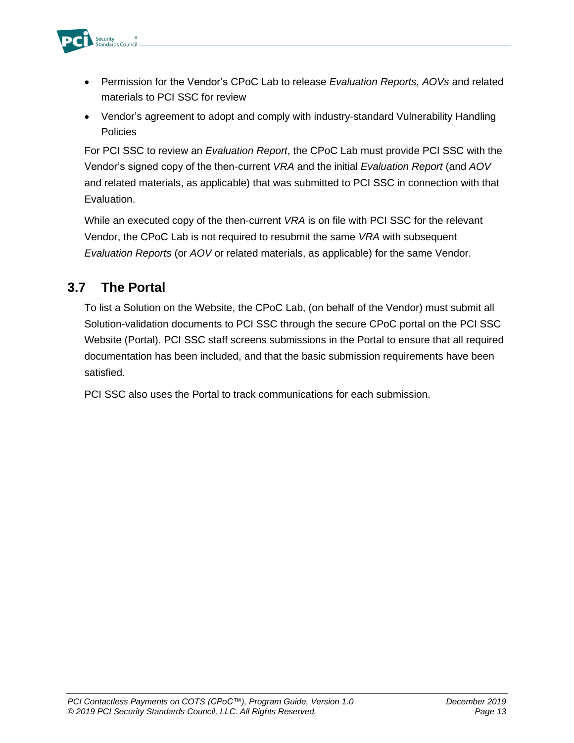- Permission for the Vendor's CPoC Lab to release *Evaluation Reports*, *AOVs* and related materials to PCI SSC for review
- Vendor's agreement to adopt and comply with industry-standard Vulnerability Handling Policies

For PCI SSC to review an *Evaluation Report*, the CPoC Lab must provide PCI SSC with the Vendor's signed copy of the then-current *VRA* and the initial *Evaluation Report* (and *AOV* and related materials, as applicable) that was submitted to PCI SSC in connection with that Evaluation.

While an executed copy of the then-current *VRA* is on file with PCI SSC for the relevant Vendor, the CPoC Lab is not required to resubmit the same *VRA* with subsequent *Evaluation Reports* (or *AOV* or related materials, as applicable) for the same Vendor.

## 3.7 The Portal

To list a Solution on the Website, the CPoC Lab, (on behalf of the Vendor) must submit all Solution-validation documents to PCI SSC through the secure CPoC portal on the PCI SSC Website (Portal). PCI SSC staff screens submissions in the Portal to ensure that all required documentation has been included, and that the basic submission requirements have been satisfied.

PCI SSC also uses the Portal to track communications for each submission.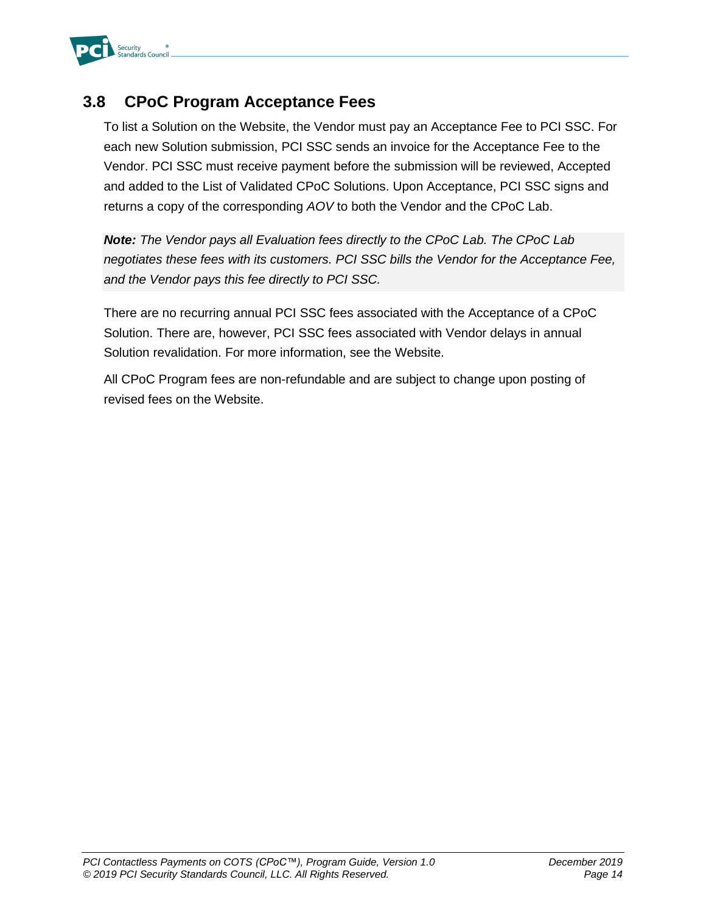## 3.8 CPoC Program Acceptance Fees

To list a Solution on the Website, the Vendor must pay an Acceptance Fee to PCI SSC. For each new Solution submission, PCI SSC sends an invoice for the Acceptance Fee to the Vendor. PCI SSC must receive payment before the submission will be reviewed, Accepted and added to the List of Validated CPoC Solutions. Upon Acceptance, PCI SSC signs and returns a copy of the corresponding *AOV* to both the Vendor and the CPoC Lab.

***Note:*** *The Vendor pays all Evaluation fees directly to the CPoC Lab. The CPoC Lab negotiates these fees with its customers. PCI SSC bills the Vendor for the Acceptance Fee, and the Vendor pays this fee directly to PCI SSC.*

There are no recurring annual PCI SSC fees associated with the Acceptance of a CPoC Solution. There are, however, PCI SSC fees associated with Vendor delays in annual Solution revalidation. For more information, see the Website.

All CPoC Program fees are non-refundable and are subject to change upon posting of revised fees on the Website.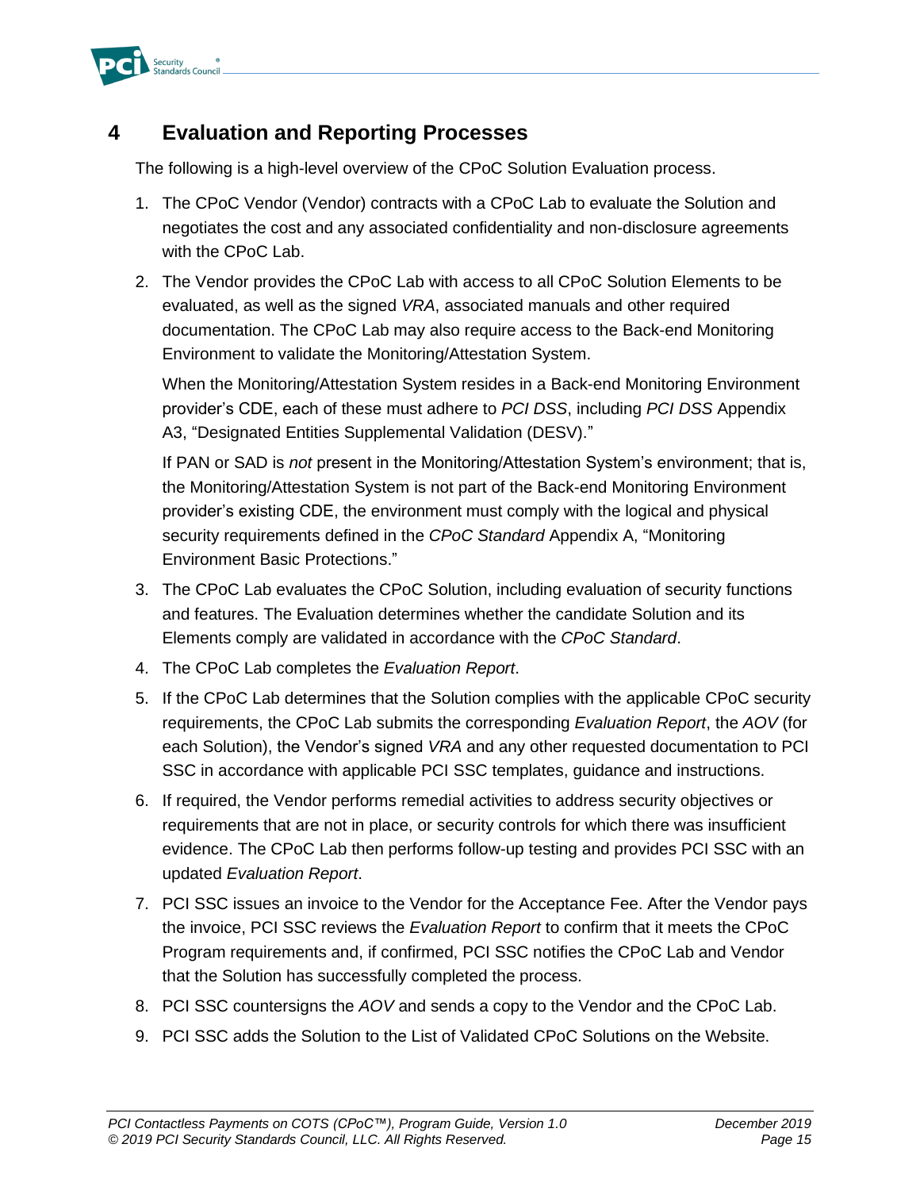# 4 Evaluation and Reporting Processes

The following is a high-level overview of the CPoC Solution Evaluation process.

1. The CPoC Vendor (Vendor) contracts with a CPoC Lab to evaluate the Solution and negotiates the cost and any associated confidentiality and non-disclosure agreements with the CPoC Lab.
2. The Vendor provides the CPoC Lab with access to all CPoC Solution Elements to be evaluated, as well as the signed *VRA*, associated manuals and other required documentation. The CPoC Lab may also require access to the Back-end Monitoring Environment to validate the Monitoring/Attestation System.

   When the Monitoring/Attestation System resides in a Back-end Monitoring Environment provider's CDE, each of these must adhere to *PCI DSS*, including *PCI DSS* Appendix A3, "Designated Entities Supplemental Validation (DESV)."

   If PAN or SAD is *not* present in the Monitoring/Attestation System's environment; that is, the Monitoring/Attestation System is not part of the Back-end Monitoring Environment provider's existing CDE, the environment must comply with the logical and physical security requirements defined in the *CPoC Standard* Appendix A, "Monitoring Environment Basic Protections."
3. The CPoC Lab evaluates the CPoC Solution, including evaluation of security functions and features. The Evaluation determines whether the candidate Solution and its Elements comply are validated in accordance with the *CPoC Standard*.
4. The CPoC Lab completes the *Evaluation Report*.
5. If the CPoC Lab determines that the Solution complies with the applicable CPoC security requirements, the CPoC Lab submits the corresponding *Evaluation Report*, the *AOV* (for each Solution), the Vendor's signed *VRA* and any other requested documentation to PCI SSC in accordance with applicable PCI SSC templates, guidance and instructions.
6. If required, the Vendor performs remedial activities to address security objectives or requirements that are not in place, or security controls for which there was insufficient evidence. The CPoC Lab then performs follow-up testing and provides PCI SSC with an updated *Evaluation Report*.
7. PCI SSC issues an invoice to the Vendor for the Acceptance Fee. After the Vendor pays the invoice, PCI SSC reviews the *Evaluation Report* to confirm that it meets the CPoC Program requirements and, if confirmed, PCI SSC notifies the CPoC Lab and Vendor that the Solution has successfully completed the process.
8. PCI SSC countersigns the *AOV* and sends a copy to the Vendor and the CPoC Lab.
9. PCI SSC adds the Solution to the List of Validated CPoC Solutions on the Website.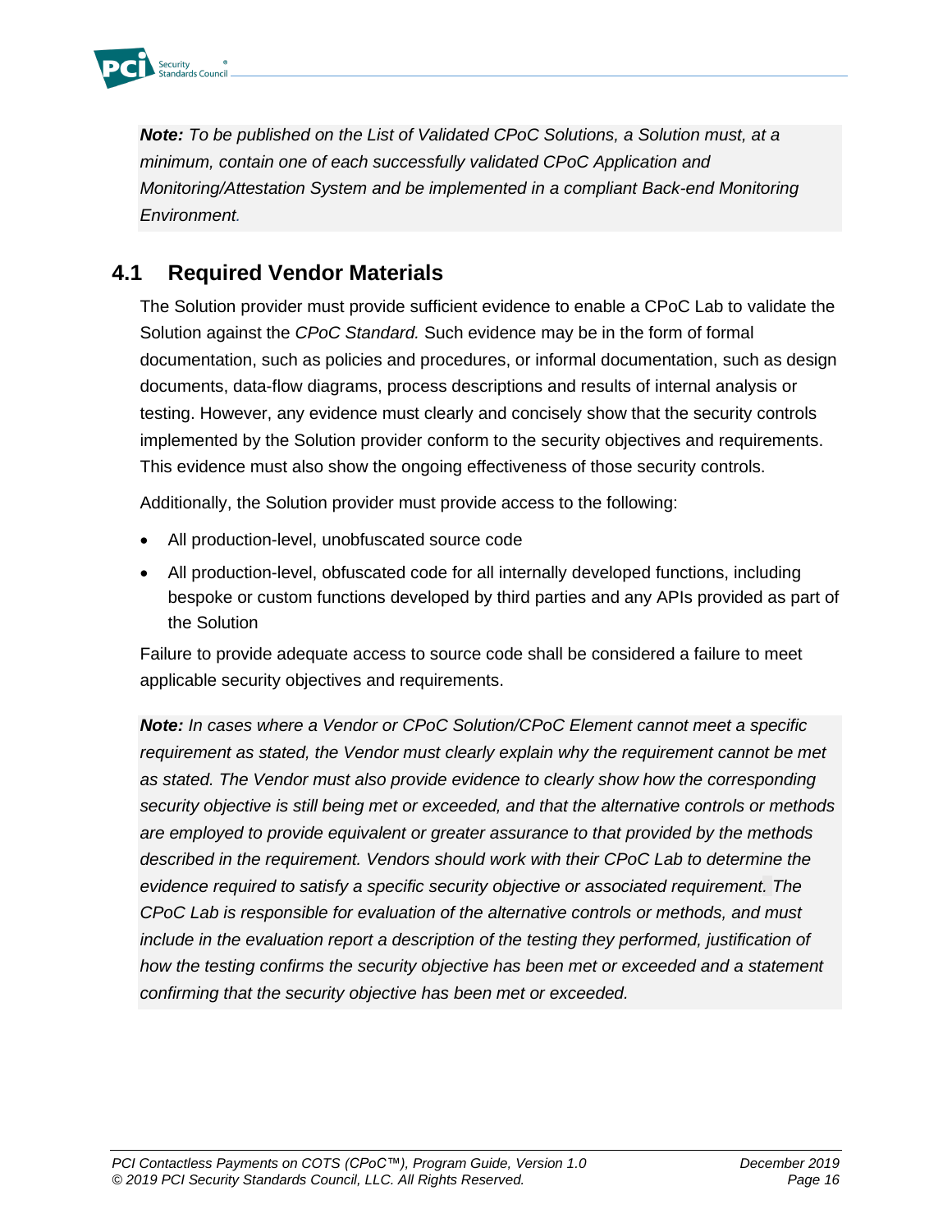***Note:** To be published on the List of Validated CPoC Solutions, a Solution must, at a minimum, contain one of each successfully validated CPoC Application and Monitoring/Attestation System and be implemented in a compliant Back-end Monitoring Environment.*

## 4.1 Required Vendor Materials

The Solution provider must provide sufficient evidence to enable a CPoC Lab to validate the Solution against the *CPoC Standard.* Such evidence may be in the form of formal documentation, such as policies and procedures, or informal documentation, such as design documents, data-flow diagrams, process descriptions and results of internal analysis or testing. However, any evidence must clearly and concisely show that the security controls implemented by the Solution provider conform to the security objectives and requirements. This evidence must also show the ongoing effectiveness of those security controls.

Additionally, the Solution provider must provide access to the following:

- All production-level, unobfuscated source code
- All production-level, obfuscated code for all internally developed functions, including bespoke or custom functions developed by third parties and any APIs provided as part of the Solution

Failure to provide adequate access to source code shall be considered a failure to meet applicable security objectives and requirements.

***Note:** In cases where a Vendor or CPoC Solution/CPoC Element cannot meet a specific requirement as stated, the Vendor must clearly explain why the requirement cannot be met as stated. The Vendor must also provide evidence to clearly show how the corresponding security objective is still being met or exceeded, and that the alternative controls or methods are employed to provide equivalent or greater assurance to that provided by the methods described in the requirement. Vendors should work with their CPoC Lab to determine the evidence required to satisfy a specific security objective or associated requirement. The CPoC Lab is responsible for evaluation of the alternative controls or methods, and must include in the evaluation report a description of the testing they performed, justification of how the testing confirms the security objective has been met or exceeded and a statement confirming that the security objective has been met or exceeded.*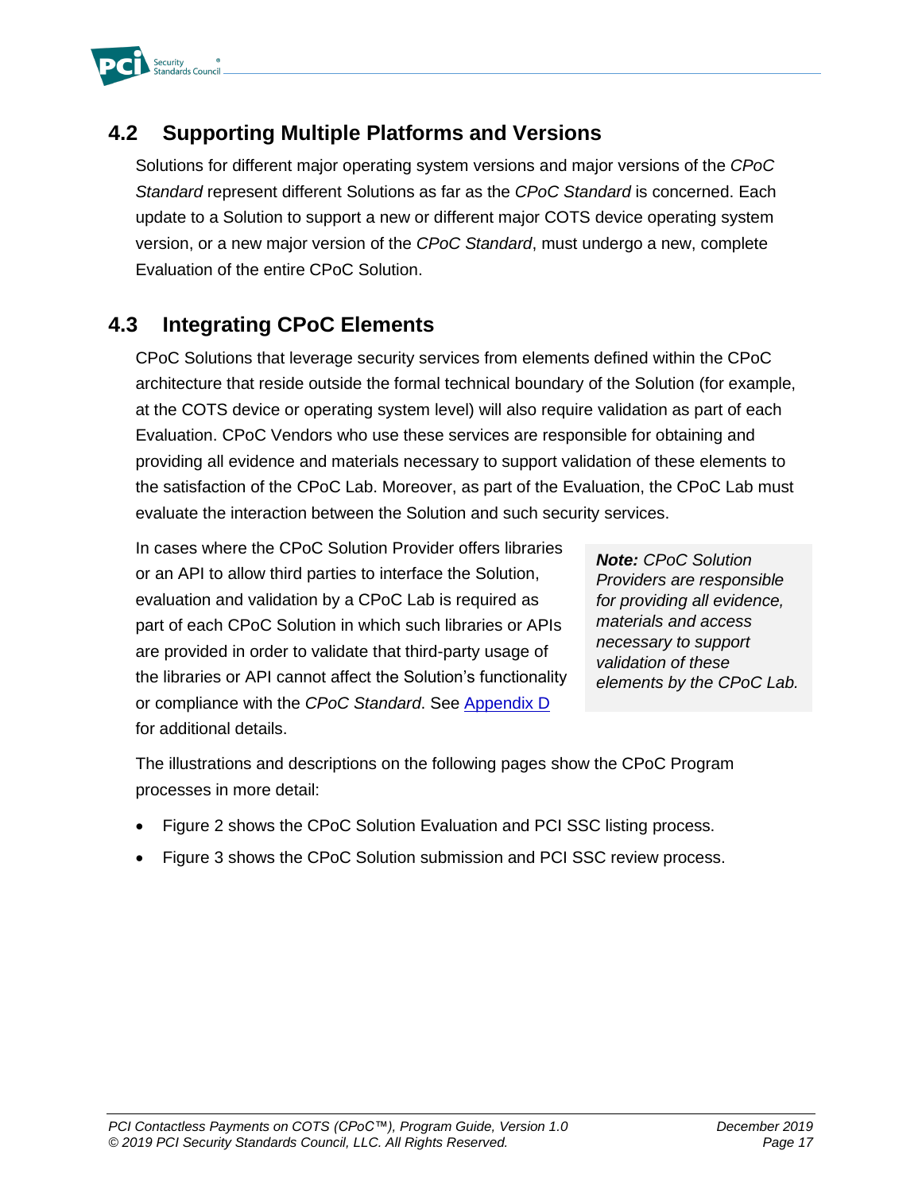## 4.2 Supporting Multiple Platforms and Versions

Solutions for different major operating system versions and major versions of the *CPoC Standard* represent different Solutions as far as the *CPoC Standard* is concerned. Each update to a Solution to support a new or different major COTS device operating system version, or a new major version of the *CPoC Standard*, must undergo a new, complete Evaluation of the entire CPoC Solution.

## 4.3 Integrating CPoC Elements

CPoC Solutions that leverage security services from elements defined within the CPoC architecture that reside outside the formal technical boundary of the Solution (for example, at the COTS device or operating system level) will also require validation as part of each Evaluation. CPoC Vendors who use these services are responsible for obtaining and providing all evidence and materials necessary to support validation of these elements to the satisfaction of the CPoC Lab. Moreover, as part of the Evaluation, the CPoC Lab must evaluate the interaction between the Solution and such security services.

In cases where the CPoC Solution Provider offers libraries or an API to allow third parties to interface the Solution, evaluation and validation by a CPoC Lab is required as part of each CPoC Solution in which such libraries or APIs are provided in order to validate that third-party usage of the libraries or API cannot affect the Solution's functionality or compliance with the *CPoC Standard*. See Appendix D for additional details.

> ***Note:*** *CPoC Solution Providers are responsible for providing all evidence, materials and access necessary to support validation of these elements by the CPoC Lab.*

The illustrations and descriptions on the following pages show the CPoC Program processes in more detail:

- Figure 2 shows the CPoC Solution Evaluation and PCI SSC listing process.
- Figure 3 shows the CPoC Solution submission and PCI SSC review process.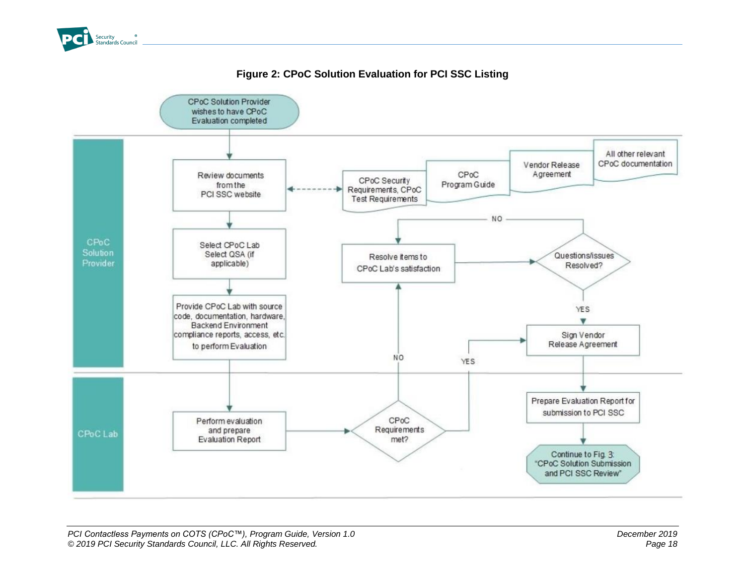**Figure 2: CPoC Solution Evaluation for PCI SSC Listing**

CPoC Solution Provider wishes to have CPoC Evaluation completed

**CPoC Solution Provider**

- Review documents from the PCI SSC website
  - CPoC Security Requirements, CPoC Test Requirements
  - CPoC Program Guide
  - Vendor Release Agreement
  - All other relevant CPoC documentation
- Select CPoC Lab Select QSA (if applicable)
- Provide CPoC Lab with source code, documentation, hardware, Backend Environment compliance reports, access, etc. to perform Evaluation
- Resolve items to CPoC Lab's satisfaction
- Questions/issues Resolved? (NO → Resolve items to CPoC Lab's satisfaction; YES → Sign Vendor Release Agreement)
- Sign Vendor Release Agreement

**CPoC Lab**

- Perform evaluation and prepare Evaluation Report
- CPoC Requirements met? (NO → Resolve items to CPoC Lab's satisfaction; YES → Sign Vendor Release Agreement)
- Prepare Evaluation Report for submission to PCI SSC
- Continue to Fig 3: "CPoC Solution Submission and PCI SSC Review"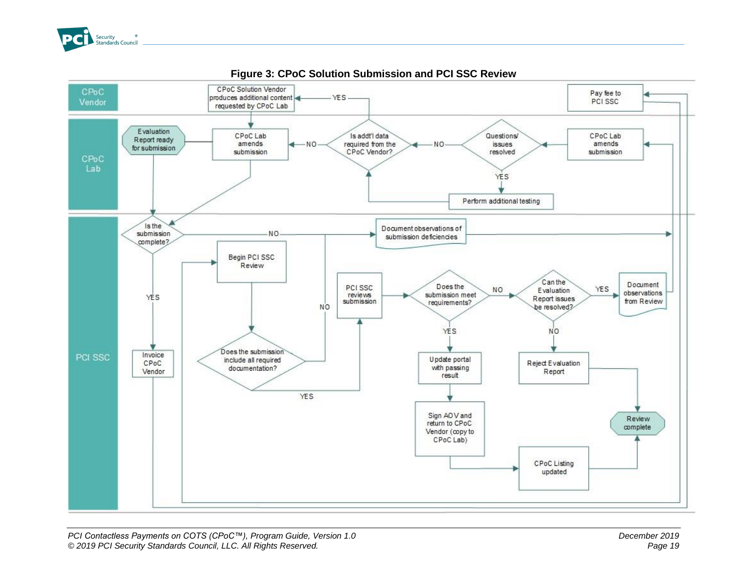**Figure 3: CPoC Solution Submission and PCI SSC Review**

**CPoC Vendor**

- CPoC Solution Vendor produces additional content requested by CPoC Lab
- Pay fee to PCI SSC

**CPoC Lab**

- Evaluation Report ready for submission
- CPoC Lab amends submission
- Is addt'l data required from the CPoC Vendor? (YES / NO)
- Questions/ issues resolved (YES / NO)
- CPoC Lab amends submission
- Perform additional testing

**PCI SSC**

- Is the submission complete? (YES / NO)
- Document observations of submission deficiencies
- Begin PCI SSC Review
- Does the submission include all required documentation? (YES / NO)
- PCI SSC reviews submission
- Does the submission meet requirements? (YES / NO)
- Can the Evaluation Report issues be resolved? (YES / NO)
- Document observations from Review
- Invoice CPoC Vendor
- Update portal with passing result
- Reject Evaluation Report
- Sign AOV and return to CPoC Vendor (copy to CPoC Lab)
- CPoC Listing updated
- Review complete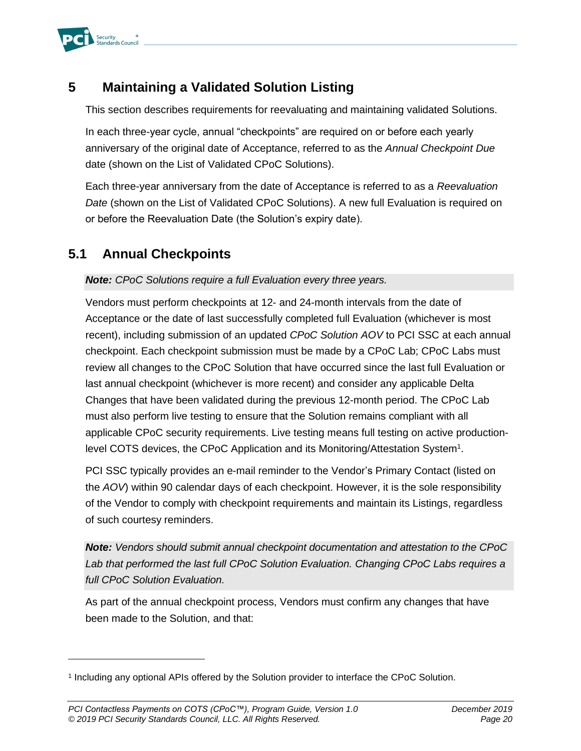# 5 Maintaining a Validated Solution Listing

This section describes requirements for reevaluating and maintaining validated Solutions.

In each three-year cycle, annual "checkpoints" are required on or before each yearly anniversary of the original date of Acceptance, referred to as the *Annual Checkpoint Due* date (shown on the List of Validated CPoC Solutions).

Each three-year anniversary from the date of Acceptance is referred to as a *Reevaluation Date* (shown on the List of Validated CPoC Solutions). A new full Evaluation is required on or before the Reevaluation Date (the Solution's expiry date).

## 5.1 Annual Checkpoints

***Note:*** *CPoC Solutions require a full Evaluation every three years.*

Vendors must perform checkpoints at 12- and 24-month intervals from the date of Acceptance or the date of last successfully completed full Evaluation (whichever is most recent), including submission of an updated *CPoC Solution AOV* to PCI SSC at each annual checkpoint. Each checkpoint submission must be made by a CPoC Lab; CPoC Labs must review all changes to the CPoC Solution that have occurred since the last full Evaluation or last annual checkpoint (whichever is more recent) and consider any applicable Delta Changes that have been validated during the previous 12-month period. The CPoC Lab must also perform live testing to ensure that the Solution remains compliant with all applicable CPoC security requirements. Live testing means full testing on active production-level COTS devices, the CPoC Application and its Monitoring/Attestation System[1].

PCI SSC typically provides an e-mail reminder to the Vendor's Primary Contact (listed on the *AOV*) within 90 calendar days of each checkpoint. However, it is the sole responsibility of the Vendor to comply with checkpoint requirements and maintain its Listings, regardless of such courtesy reminders.

***Note:*** *Vendors should submit annual checkpoint documentation and attestation to the CPoC Lab that performed the last full CPoC Solution Evaluation. Changing CPoC Labs requires a full CPoC Solution Evaluation.*

As part of the annual checkpoint process, Vendors must confirm any changes that have been made to the Solution, and that:

---

[1] Including any optional APIs offered by the Solution provider to interface the CPoC Solution.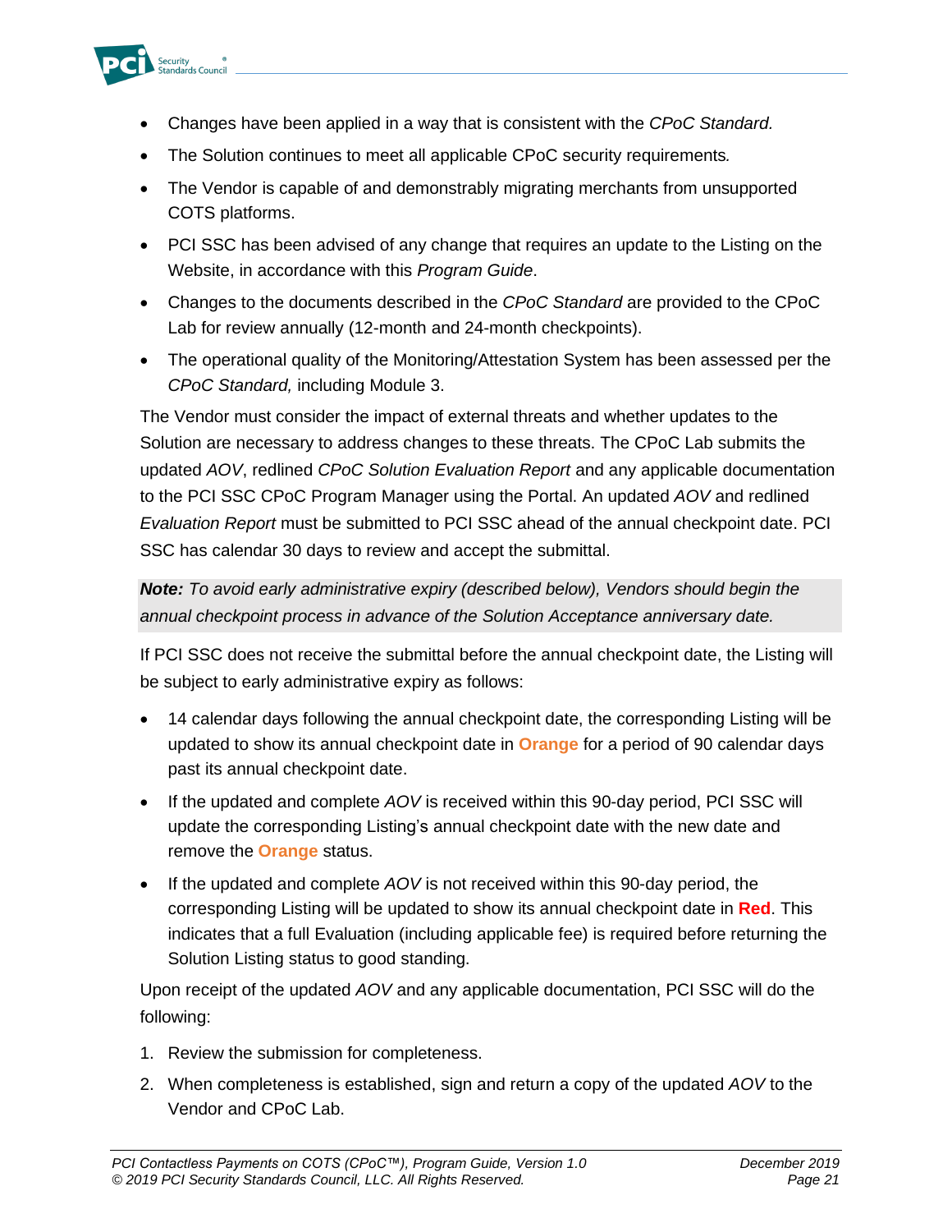- Changes have been applied in a way that is consistent with the *CPoC Standard.*
- The Solution continues to meet all applicable CPoC security requirements*.*
- The Vendor is capable of and demonstrably migrating merchants from unsupported COTS platforms.
- PCI SSC has been advised of any change that requires an update to the Listing on the Website, in accordance with this *Program Guide*.
- Changes to the documents described in the *CPoC Standard* are provided to the CPoC Lab for review annually (12-month and 24-month checkpoints).
- The operational quality of the Monitoring/Attestation System has been assessed per the *CPoC Standard,* including Module 3.

The Vendor must consider the impact of external threats and whether updates to the Solution are necessary to address changes to these threats. The CPoC Lab submits the updated *AOV*, redlined *CPoC Solution Evaluation Report* and any applicable documentation to the PCI SSC CPoC Program Manager using the Portal. An updated *AOV* and redlined *Evaluation Report* must be submitted to PCI SSC ahead of the annual checkpoint date. PCI SSC has calendar 30 days to review and accept the submittal.

***Note:*** *To avoid early administrative expiry (described below), Vendors should begin the annual checkpoint process in advance of the Solution Acceptance anniversary date.*

If PCI SSC does not receive the submittal before the annual checkpoint date, the Listing will be subject to early administrative expiry as follows:

- 14 calendar days following the annual checkpoint date, the corresponding Listing will be updated to show its annual checkpoint date in **Orange** for a period of 90 calendar days past its annual checkpoint date.
- If the updated and complete *AOV* is received within this 90-day period, PCI SSC will update the corresponding Listing's annual checkpoint date with the new date and remove the **Orange** status.
- If the updated and complete *AOV* is not received within this 90-day period, the corresponding Listing will be updated to show its annual checkpoint date in **Red**. This indicates that a full Evaluation (including applicable fee) is required before returning the Solution Listing status to good standing.

Upon receipt of the updated *AOV* and any applicable documentation, PCI SSC will do the following:

1. Review the submission for completeness.
2. When completeness is established, sign and return a copy of the updated *AOV* to the Vendor and CPoC Lab.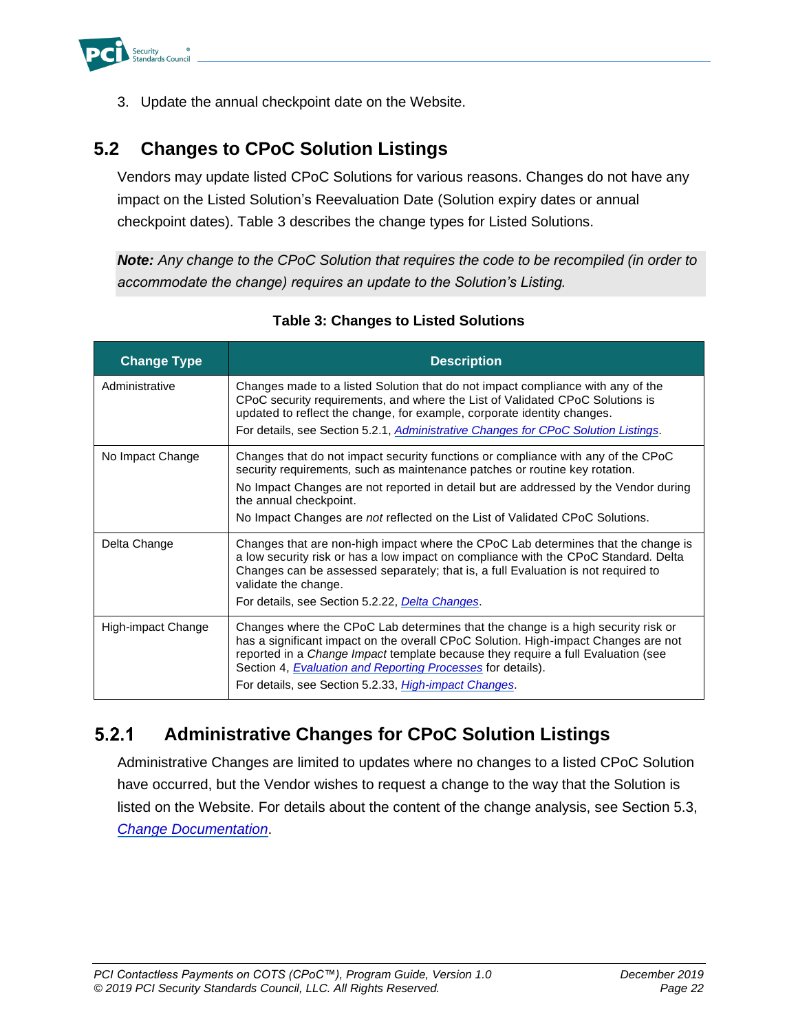3. Update the annual checkpoint date on the Website.

## 5.2 Changes to CPoC Solution Listings

Vendors may update listed CPoC Solutions for various reasons. Changes do not have any impact on the Listed Solution's Reevaluation Date (Solution expiry dates or annual checkpoint dates). Table 3 describes the change types for Listed Solutions.

> ***Note:*** *Any change to the CPoC Solution that requires the code to be recompiled (in order to accommodate the change) requires an update to the Solution's Listing.*

**Table 3: Changes to Listed Solutions**

| Change Type | Description |
|---|---|
| Administrative | Changes made to a listed Solution that do not impact compliance with any of the CPoC security requirements, and where the List of Validated CPoC Solutions is updated to reflect the change, for example, corporate identity changes.<br>For details, see Section 5.2.1, *Administrative Changes for CPoC Solution Listings*. |
| No Impact Change | Changes that do not impact security functions or compliance with any of the CPoC security requirements, such as maintenance patches or routine key rotation.<br>No Impact Changes are not reported in detail but are addressed by the Vendor during the annual checkpoint.<br>No Impact Changes are *not* reflected on the List of Validated CPoC Solutions. |
| Delta Change | Changes that are non-high impact where the CPoC Lab determines that the change is a low security risk or has a low impact on compliance with the CPoC Standard. Delta Changes can be assessed separately; that is, a full Evaluation is not required to validate the change.<br>For details, see Section 5.2.22, *Delta Changes*. |
| High-impact Change | Changes where the CPoC Lab determines that the change is a high security risk or has a significant impact on the overall CPoC Solution. High-impact Changes are not reported in a *Change Impact* template because they require a full Evaluation (see Section 4, *Evaluation and Reporting Processes* for details).<br>For details, see Section 5.2.33, *High-impact Changes*. |

### 5.2.1 Administrative Changes for CPoC Solution Listings

Administrative Changes are limited to updates where no changes to a listed CPoC Solution have occurred, but the Vendor wishes to request a change to the way that the Solution is listed on the Website. For details about the content of the change analysis, see Section 5.3, *Change Documentation*.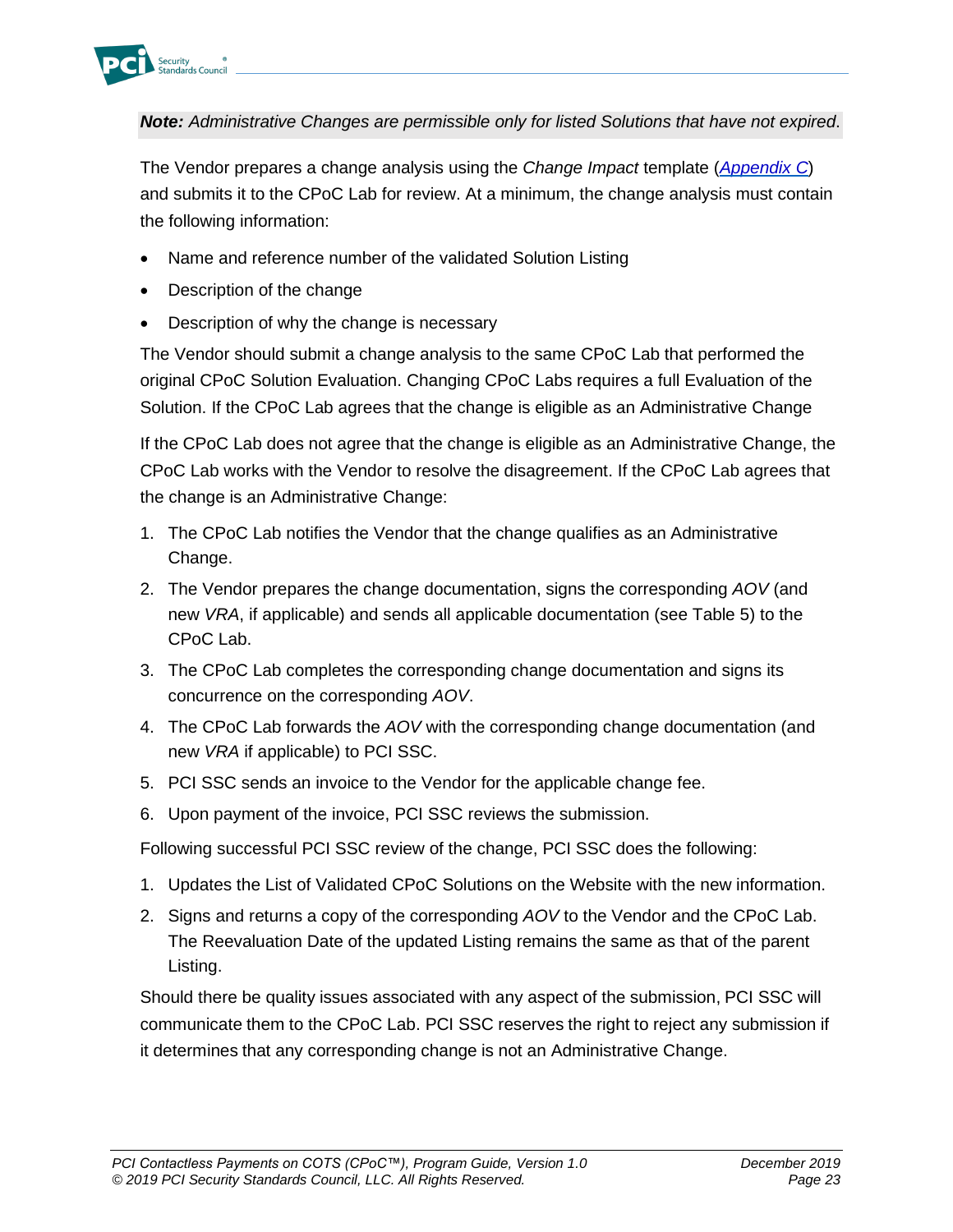***Note:** Administrative Changes are permissible only for listed Solutions that have not expired.*

The Vendor prepares a change analysis using the *Change Impact* template ([Appendix C](#)) and submits it to the CPoC Lab for review. At a minimum, the change analysis must contain the following information:

- Name and reference number of the validated Solution Listing
- Description of the change
- Description of why the change is necessary

The Vendor should submit a change analysis to the same CPoC Lab that performed the original CPoC Solution Evaluation. Changing CPoC Labs requires a full Evaluation of the Solution. If the CPoC Lab agrees that the change is eligible as an Administrative Change

If the CPoC Lab does not agree that the change is eligible as an Administrative Change, the CPoC Lab works with the Vendor to resolve the disagreement. If the CPoC Lab agrees that the change is an Administrative Change:

1. The CPoC Lab notifies the Vendor that the change qualifies as an Administrative Change.
2. The Vendor prepares the change documentation, signs the corresponding *AOV* (and new *VRA*, if applicable) and sends all applicable documentation (see Table 5) to the CPoC Lab.
3. The CPoC Lab completes the corresponding change documentation and signs its concurrence on the corresponding *AOV*.
4. The CPoC Lab forwards the *AOV* with the corresponding change documentation (and new *VRA* if applicable) to PCI SSC.
5. PCI SSC sends an invoice to the Vendor for the applicable change fee.
6. Upon payment of the invoice, PCI SSC reviews the submission.

Following successful PCI SSC review of the change, PCI SSC does the following:

1. Updates the List of Validated CPoC Solutions on the Website with the new information.
2. Signs and returns a copy of the corresponding *AOV* to the Vendor and the CPoC Lab. The Reevaluation Date of the updated Listing remains the same as that of the parent Listing.

Should there be quality issues associated with any aspect of the submission, PCI SSC will communicate them to the CPoC Lab. PCI SSC reserves the right to reject any submission if it determines that any corresponding change is not an Administrative Change.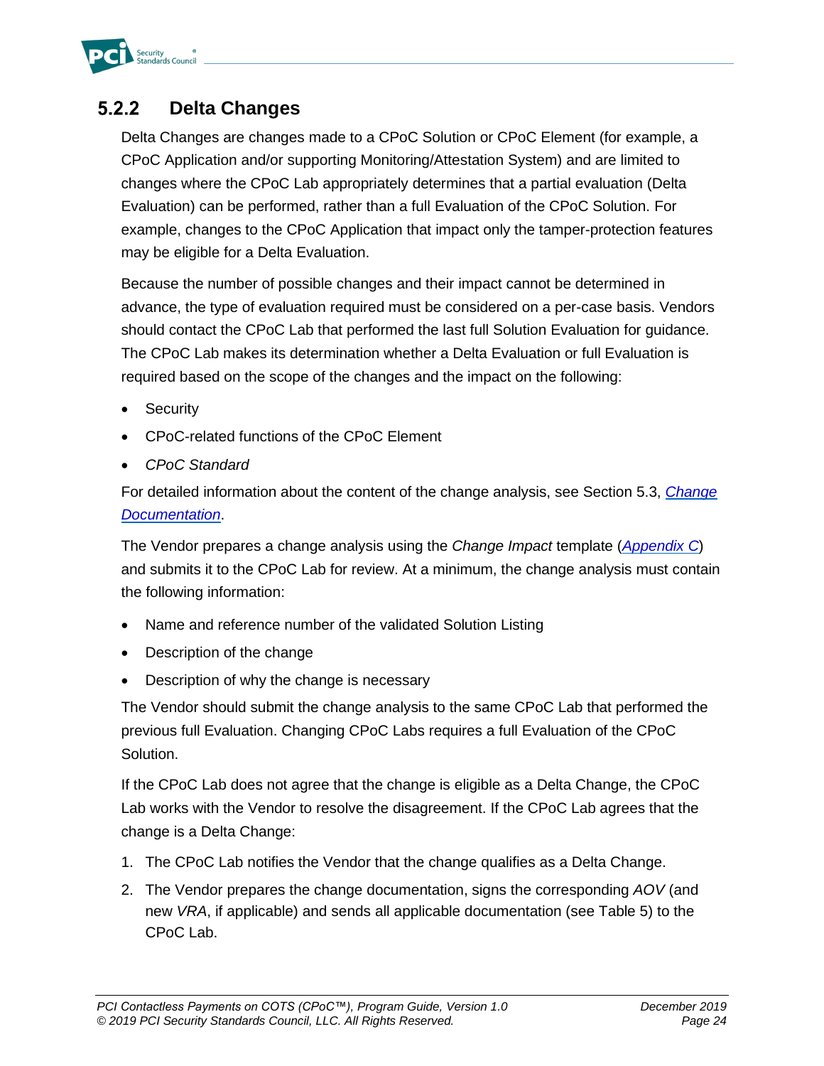### 5.2.2 Delta Changes

Delta Changes are changes made to a CPoC Solution or CPoC Element (for example, a CPoC Application and/or supporting Monitoring/Attestation System) and are limited to changes where the CPoC Lab appropriately determines that a partial evaluation (Delta Evaluation) can be performed, rather than a full Evaluation of the CPoC Solution. For example, changes to the CPoC Application that impact only the tamper-protection features may be eligible for a Delta Evaluation.

Because the number of possible changes and their impact cannot be determined in advance, the type of evaluation required must be considered on a per-case basis. Vendors should contact the CPoC Lab that performed the last full Solution Evaluation for guidance. The CPoC Lab makes its determination whether a Delta Evaluation or full Evaluation is required based on the scope of the changes and the impact on the following:

- Security
- CPoC-related functions of the CPoC Element
- *CPoC Standard*

For detailed information about the content of the change analysis, see Section 5.3, *Change Documentation*.

The Vendor prepares a change analysis using the *Change Impact* template (*Appendix C*) and submits it to the CPoC Lab for review. At a minimum, the change analysis must contain the following information:

- Name and reference number of the validated Solution Listing
- Description of the change
- Description of why the change is necessary

The Vendor should submit the change analysis to the same CPoC Lab that performed the previous full Evaluation. Changing CPoC Labs requires a full Evaluation of the CPoC Solution.

If the CPoC Lab does not agree that the change is eligible as a Delta Change, the CPoC Lab works with the Vendor to resolve the disagreement. If the CPoC Lab agrees that the change is a Delta Change:

1. The CPoC Lab notifies the Vendor that the change qualifies as a Delta Change.
2. The Vendor prepares the change documentation, signs the corresponding *AOV* (and new *VRA*, if applicable) and sends all applicable documentation (see Table 5) to the CPoC Lab.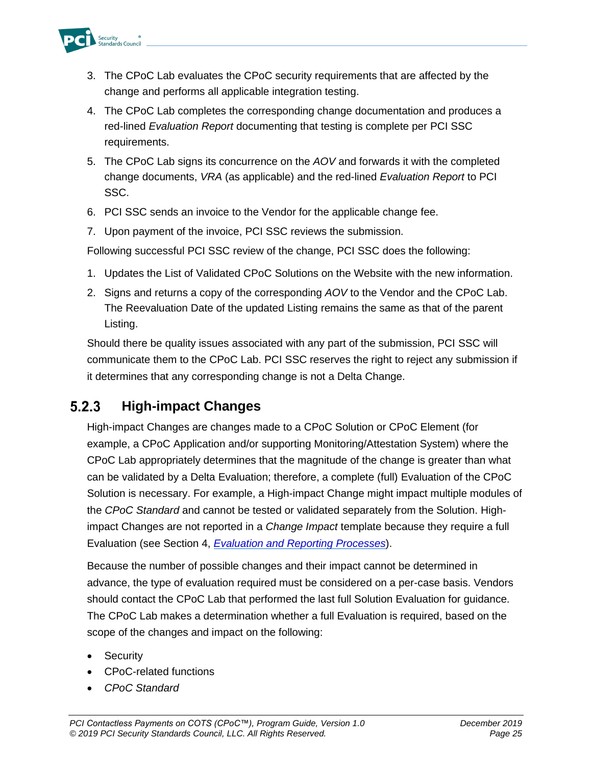3. The CPoC Lab evaluates the CPoC security requirements that are affected by the change and performs all applicable integration testing.
4. The CPoC Lab completes the corresponding change documentation and produces a red-lined *Evaluation Report* documenting that testing is complete per PCI SSC requirements.
5. The CPoC Lab signs its concurrence on the *AOV* and forwards it with the completed change documents, *VRA* (as applicable) and the red-lined *Evaluation Report* to PCI SSC.
6. PCI SSC sends an invoice to the Vendor for the applicable change fee.
7. Upon payment of the invoice, PCI SSC reviews the submission.

Following successful PCI SSC review of the change, PCI SSC does the following:

1. Updates the List of Validated CPoC Solutions on the Website with the new information.
2. Signs and returns a copy of the corresponding *AOV* to the Vendor and the CPoC Lab. The Reevaluation Date of the updated Listing remains the same as that of the parent Listing.

Should there be quality issues associated with any part of the submission, PCI SSC will communicate them to the CPoC Lab. PCI SSC reserves the right to reject any submission if it determines that any corresponding change is not a Delta Change.

### 5.2.3 High-impact Changes

High-impact Changes are changes made to a CPoC Solution or CPoC Element (for example, a CPoC Application and/or supporting Monitoring/Attestation System) where the CPoC Lab appropriately determines that the magnitude of the change is greater than what can be validated by a Delta Evaluation; therefore, a complete (full) Evaluation of the CPoC Solution is necessary. For example, a High-impact Change might impact multiple modules of the *CPoC Standard* and cannot be tested or validated separately from the Solution. High-impact Changes are not reported in a *Change Impact* template because they require a full Evaluation (see Section 4, *Evaluation and Reporting Processes*).

Because the number of possible changes and their impact cannot be determined in advance, the type of evaluation required must be considered on a per-case basis. Vendors should contact the CPoC Lab that performed the last full Solution Evaluation for guidance. The CPoC Lab makes a determination whether a full Evaluation is required, based on the scope of the changes and impact on the following:

- Security
- CPoC-related functions
- *CPoC Standard*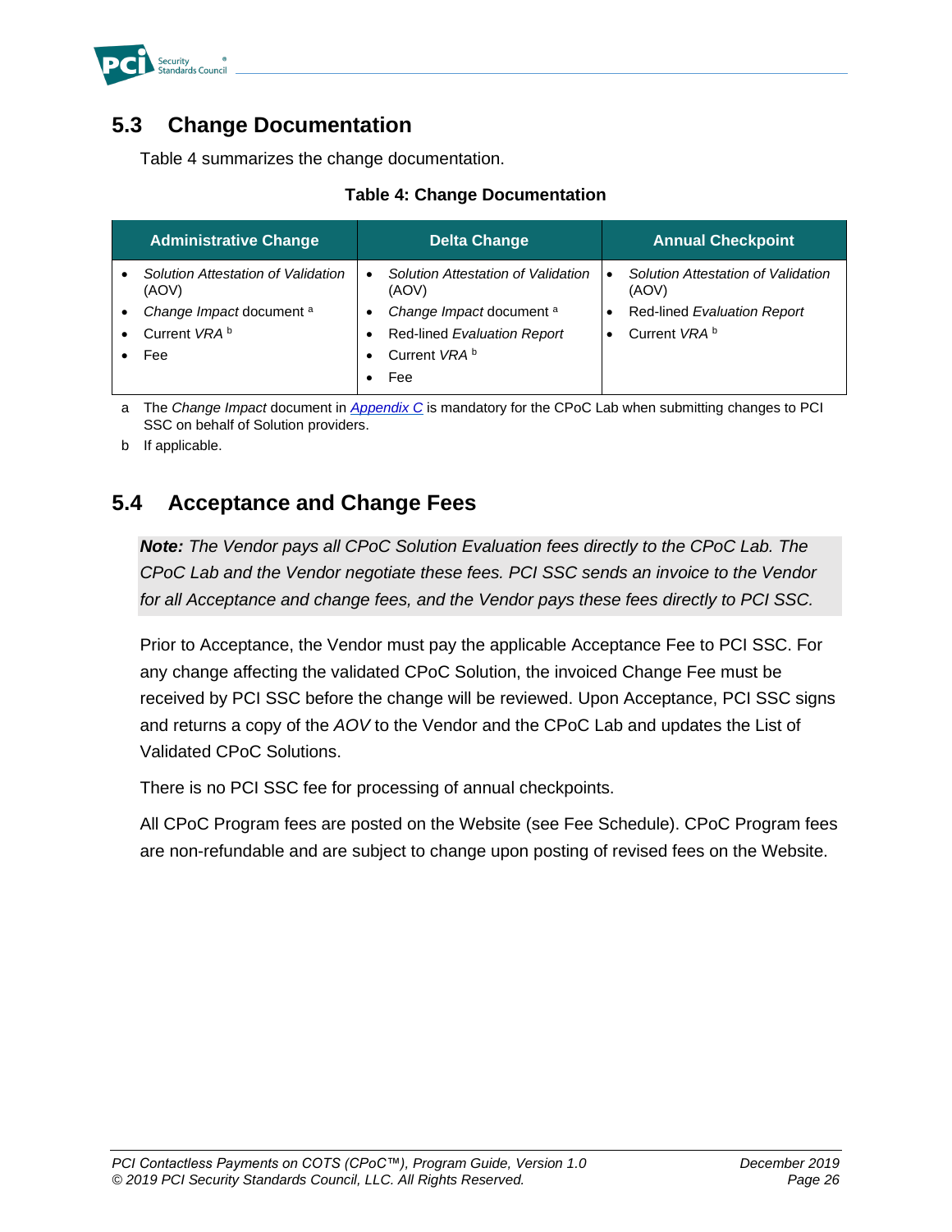## 5.3 Change Documentation

Table 4 summarizes the change documentation.

**Table 4: Change Documentation**

| Administrative Change | Delta Change | Annual Checkpoint |
|---|---|---|
| • *Solution Attestation of Validation* (AOV)<br>• *Change Impact* document [a]<br>• Current *VRA* [b]<br>• Fee | • *Solution Attestation of Validation* (AOV)<br>• *Change Impact* document [a]<br>• Red-lined *Evaluation Report*<br>• Current *VRA* [b]<br>• Fee | • *Solution Attestation of Validation* (AOV)<br>• Red-lined *Evaluation Report*<br>• Current *VRA* [b] |

a The *Change Impact* document in *Appendix C* is mandatory for the CPoC Lab when submitting changes to PCI SSC on behalf of Solution providers.

b If applicable.

## 5.4 Acceptance and Change Fees

***Note:** The Vendor pays all CPoC Solution Evaluation fees directly to the CPoC Lab. The CPoC Lab and the Vendor negotiate these fees. PCI SSC sends an invoice to the Vendor for all Acceptance and change fees, and the Vendor pays these fees directly to PCI SSC.*

Prior to Acceptance, the Vendor must pay the applicable Acceptance Fee to PCI SSC. For any change affecting the validated CPoC Solution, the invoiced Change Fee must be received by PCI SSC before the change will be reviewed. Upon Acceptance, PCI SSC signs and returns a copy of the *AOV* to the Vendor and the CPoC Lab and updates the List of Validated CPoC Solutions.

There is no PCI SSC fee for processing of annual checkpoints.

All CPoC Program fees are posted on the Website (see Fee Schedule). CPoC Program fees are non-refundable and are subject to change upon posting of revised fees on the Website.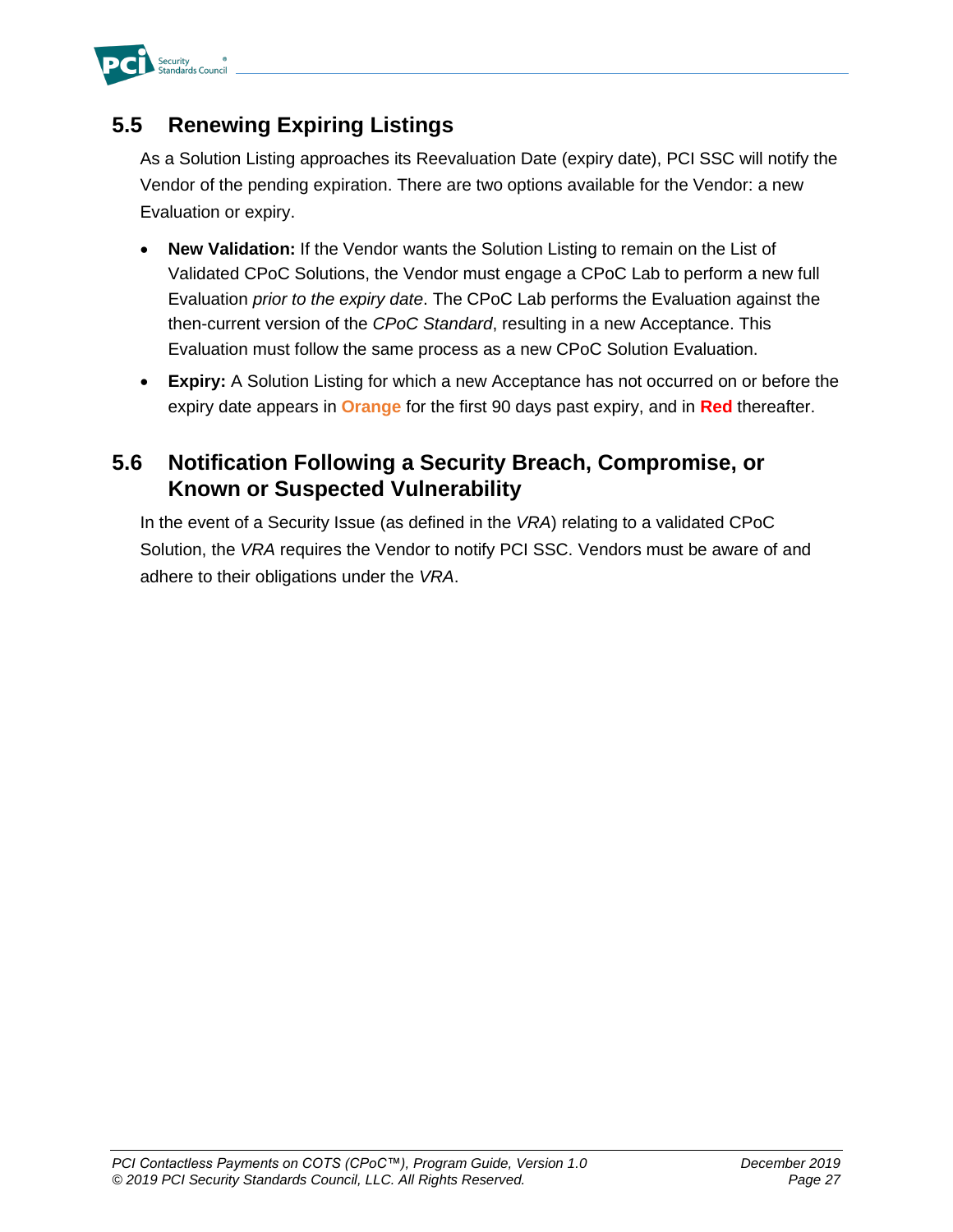## 5.5 Renewing Expiring Listings

As a Solution Listing approaches its Reevaluation Date (expiry date), PCI SSC will notify the Vendor of the pending expiration. There are two options available for the Vendor: a new Evaluation or expiry.

- **New Validation:** If the Vendor wants the Solution Listing to remain on the List of Validated CPoC Solutions, the Vendor must engage a CPoC Lab to perform a new full Evaluation *prior to the expiry date*. The CPoC Lab performs the Evaluation against the then-current version of the *CPoC Standard*, resulting in a new Acceptance. This Evaluation must follow the same process as a new CPoC Solution Evaluation.
- **Expiry:** A Solution Listing for which a new Acceptance has not occurred on or before the expiry date appears in **Orange** for the first 90 days past expiry, and in **Red** thereafter.

## 5.6 Notification Following a Security Breach, Compromise, or Known or Suspected Vulnerability

In the event of a Security Issue (as defined in the *VRA*) relating to a validated CPoC Solution, the *VRA* requires the Vendor to notify PCI SSC. Vendors must be aware of and adhere to their obligations under the *VRA*.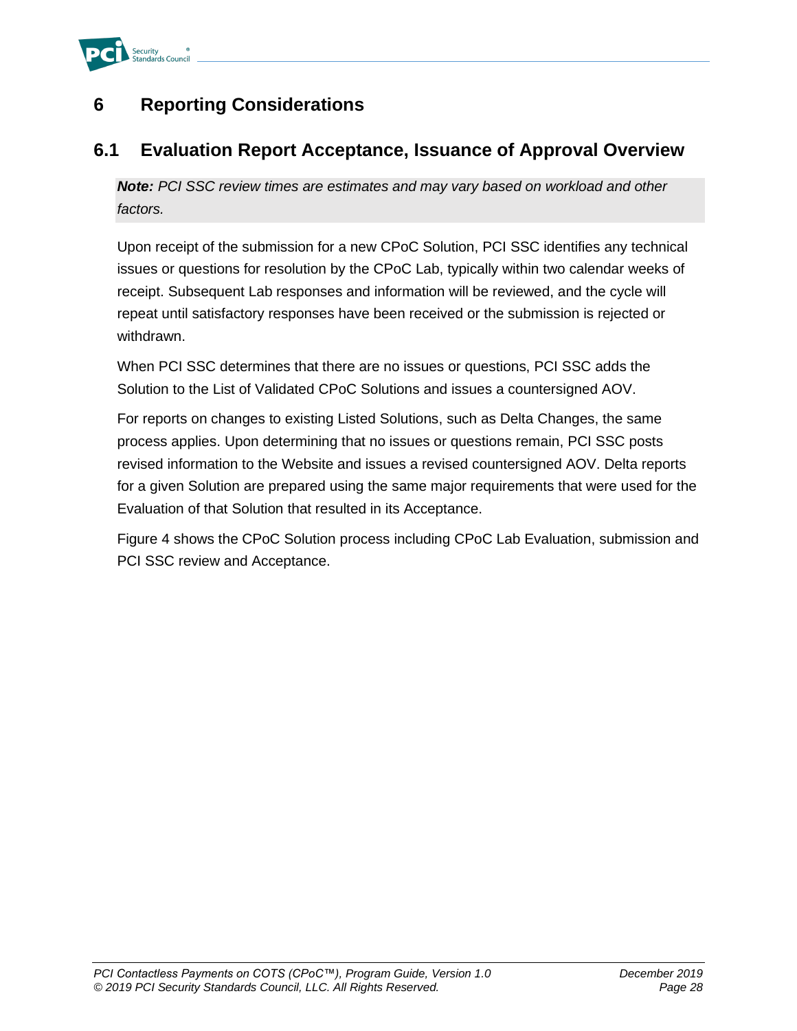# 6 Reporting Considerations

## 6.1 Evaluation Report Acceptance, Issuance of Approval Overview

***Note:*** *PCI SSC review times are estimates and may vary based on workload and other factors.*

Upon receipt of the submission for a new CPoC Solution, PCI SSC identifies any technical issues or questions for resolution by the CPoC Lab, typically within two calendar weeks of receipt. Subsequent Lab responses and information will be reviewed, and the cycle will repeat until satisfactory responses have been received or the submission is rejected or withdrawn.

When PCI SSC determines that there are no issues or questions, PCI SSC adds the Solution to the List of Validated CPoC Solutions and issues a countersigned AOV.

For reports on changes to existing Listed Solutions, such as Delta Changes, the same process applies. Upon determining that no issues or questions remain, PCI SSC posts revised information to the Website and issues a revised countersigned AOV. Delta reports for a given Solution are prepared using the same major requirements that were used for the Evaluation of that Solution that resulted in its Acceptance.

Figure 4 shows the CPoC Solution process including CPoC Lab Evaluation, submission and PCI SSC review and Acceptance.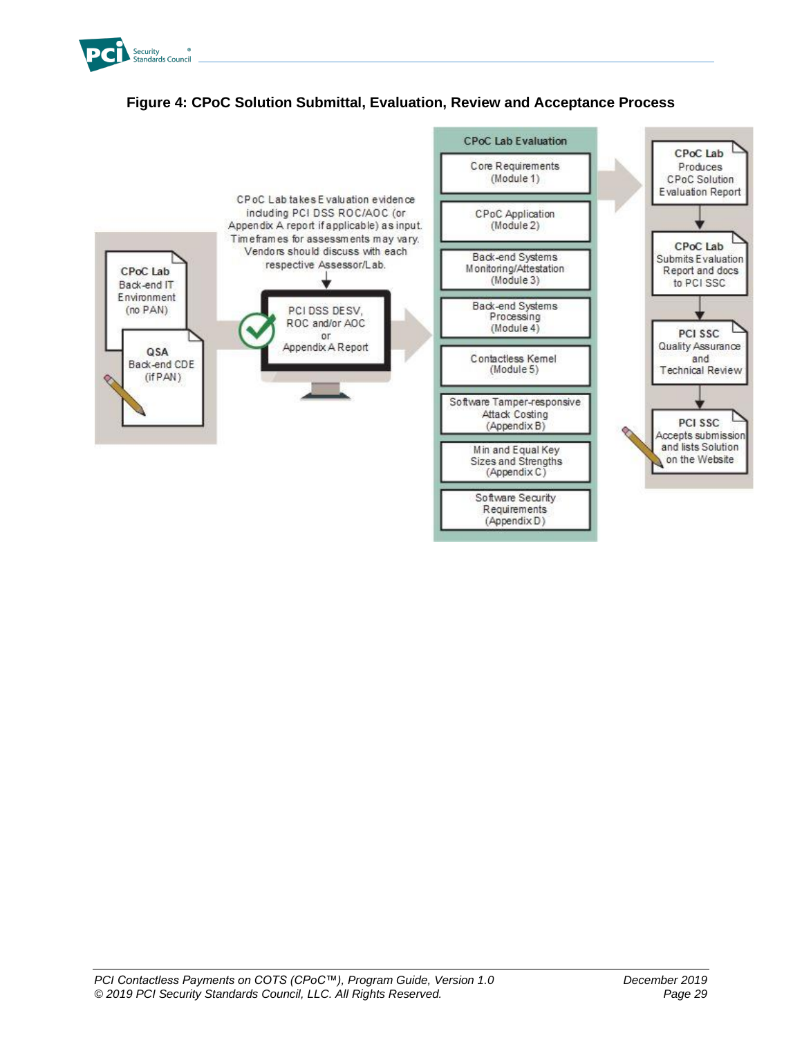**Figure 4: CPoC Solution Submittal, Evaluation, Review and Acceptance Process**

CPoC Lab Back-end IT Environment (no PAN)

QSA Back-end CDE (if PAN)

CPoC Lab takes Evaluation evidence including PCI DSS ROC/AOC (or Appendix A report if applicable) as input. Timeframes for assessments may vary. Vendors should discuss with each respective Assessor/Lab.

PCI DSS DESV, ROC and/or AOC or Appendix A Report

CPoC Lab Evaluation

- Core Requirements (Module 1)
- CPoC Application (Module 2)
- Back-end Systems Monitoring/Attestation (Module 3)
- Back-end Systems Processing (Module 4)
- Contactless Kernel (Module 5)
- Software Tamper-responsive Attack Costing (Appendix B)
- Min and Equal Key Sizes and Strengths (Appendix C)
- Software Security Requirements (Appendix D)

CPoC Lab Produces CPoC Solution Evaluation Report

CPoC Lab Submits Evaluation Report and docs to PCI SSC

PCI SSC Quality Assurance and Technical Review

PCI SSC Accepts submission and lists Solution on the Website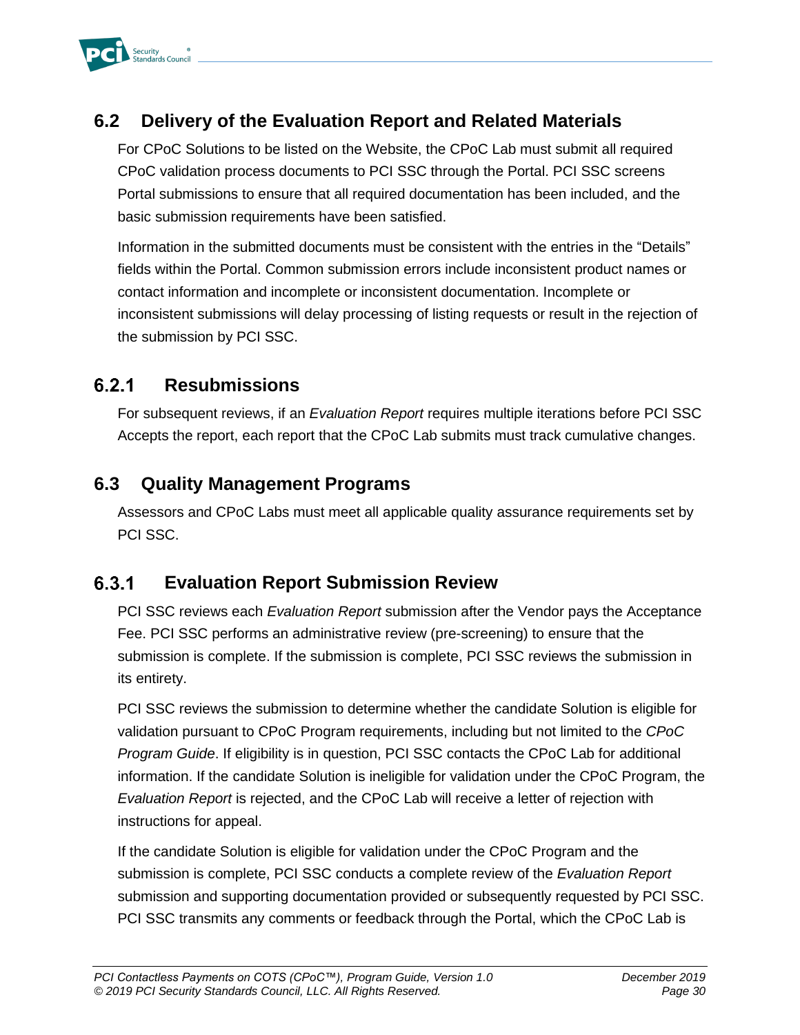## 6.2 Delivery of the Evaluation Report and Related Materials

For CPoC Solutions to be listed on the Website, the CPoC Lab must submit all required CPoC validation process documents to PCI SSC through the Portal. PCI SSC screens Portal submissions to ensure that all required documentation has been included, and the basic submission requirements have been satisfied.

Information in the submitted documents must be consistent with the entries in the "Details" fields within the Portal. Common submission errors include inconsistent product names or contact information and incomplete or inconsistent documentation. Incomplete or inconsistent submissions will delay processing of listing requests or result in the rejection of the submission by PCI SSC.

### 6.2.1 Resubmissions

For subsequent reviews, if an *Evaluation Report* requires multiple iterations before PCI SSC Accepts the report, each report that the CPoC Lab submits must track cumulative changes.

## 6.3 Quality Management Programs

Assessors and CPoC Labs must meet all applicable quality assurance requirements set by PCI SSC.

### 6.3.1 Evaluation Report Submission Review

PCI SSC reviews each *Evaluation Report* submission after the Vendor pays the Acceptance Fee. PCI SSC performs an administrative review (pre-screening) to ensure that the submission is complete. If the submission is complete, PCI SSC reviews the submission in its entirety.

PCI SSC reviews the submission to determine whether the candidate Solution is eligible for validation pursuant to CPoC Program requirements, including but not limited to the *CPoC Program Guide*. If eligibility is in question, PCI SSC contacts the CPoC Lab for additional information. If the candidate Solution is ineligible for validation under the CPoC Program, the *Evaluation Report* is rejected, and the CPoC Lab will receive a letter of rejection with instructions for appeal.

If the candidate Solution is eligible for validation under the CPoC Program and the submission is complete, PCI SSC conducts a complete review of the *Evaluation Report* submission and supporting documentation provided or subsequently requested by PCI SSC. PCI SSC transmits any comments or feedback through the Portal, which the CPoC Lab is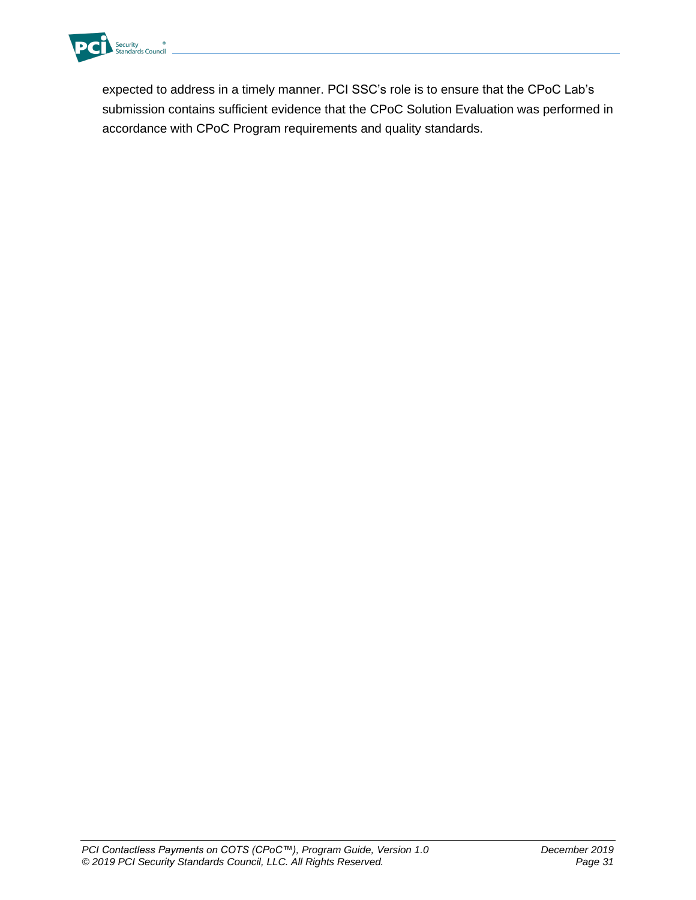expected to address in a timely manner. PCI SSC's role is to ensure that the CPoC Lab's submission contains sufficient evidence that the CPoC Solution Evaluation was performed in accordance with CPoC Program requirements and quality standards.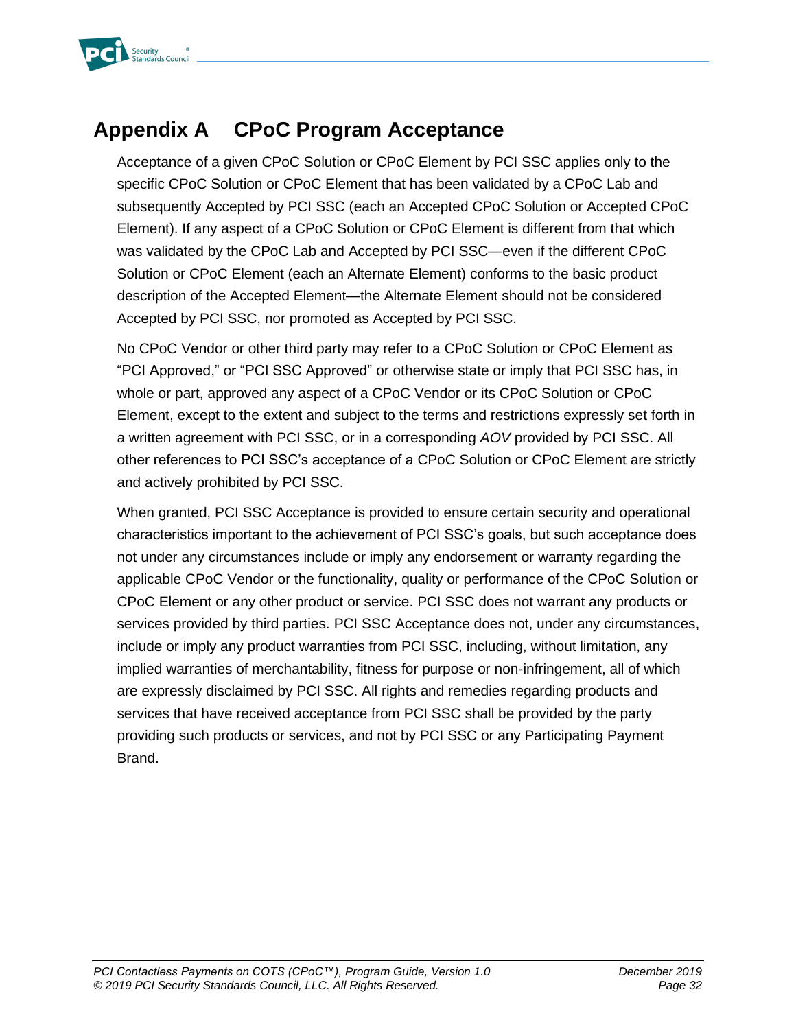# Appendix A CPoC Program Acceptance

Acceptance of a given CPoC Solution or CPoC Element by PCI SSC applies only to the specific CPoC Solution or CPoC Element that has been validated by a CPoC Lab and subsequently Accepted by PCI SSC (each an Accepted CPoC Solution or Accepted CPoC Element). If any aspect of a CPoC Solution or CPoC Element is different from that which was validated by the CPoC Lab and Accepted by PCI SSC—even if the different CPoC Solution or CPoC Element (each an Alternate Element) conforms to the basic product description of the Accepted Element—the Alternate Element should not be considered Accepted by PCI SSC, nor promoted as Accepted by PCI SSC.

No CPoC Vendor or other third party may refer to a CPoC Solution or CPoC Element as "PCI Approved," or "PCI SSC Approved" or otherwise state or imply that PCI SSC has, in whole or part, approved any aspect of a CPoC Vendor or its CPoC Solution or CPoC Element, except to the extent and subject to the terms and restrictions expressly set forth in a written agreement with PCI SSC, or in a corresponding *AOV* provided by PCI SSC. All other references to PCI SSC's acceptance of a CPoC Solution or CPoC Element are strictly and actively prohibited by PCI SSC.

When granted, PCI SSC Acceptance is provided to ensure certain security and operational characteristics important to the achievement of PCI SSC's goals, but such acceptance does not under any circumstances include or imply any endorsement or warranty regarding the applicable CPoC Vendor or the functionality, quality or performance of the CPoC Solution or CPoC Element or any other product or service. PCI SSC does not warrant any products or services provided by third parties. PCI SSC Acceptance does not, under any circumstances, include or imply any product warranties from PCI SSC, including, without limitation, any implied warranties of merchantability, fitness for purpose or non-infringement, all of which are expressly disclaimed by PCI SSC. All rights and remedies regarding products and services that have received acceptance from PCI SSC shall be provided by the party providing such products or services, and not by PCI SSC or any Participating Payment Brand.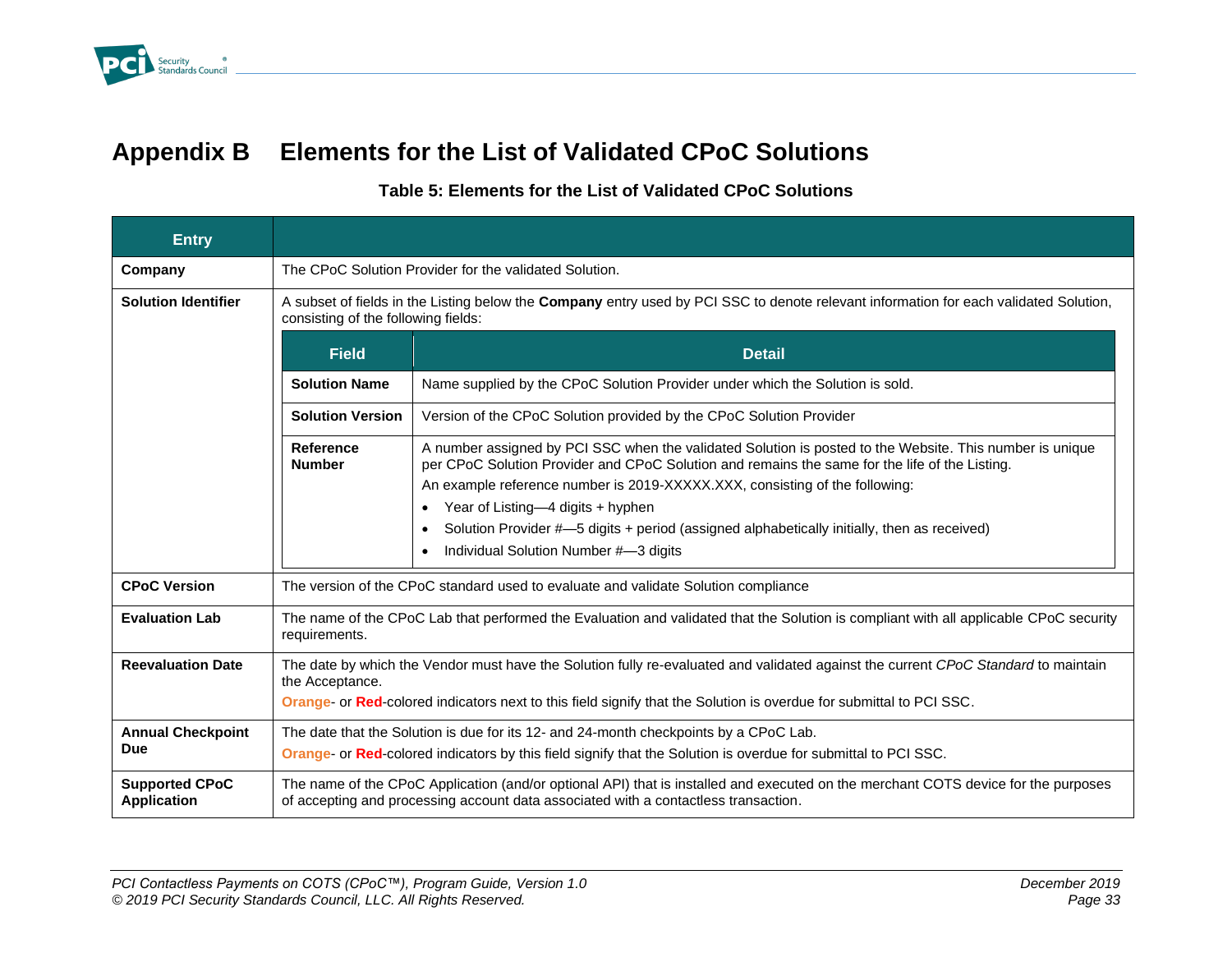# Appendix B Elements for the List of Validated CPoC Solutions

**Table 5: Elements for the List of Validated CPoC Solutions**

| Entry | |
|---|---|
| **Company** | The CPoC Solution Provider for the validated Solution. |
| **Solution Identifier** | A subset of fields in the Listing below the **Company** entry used by PCI SSC to denote relevant information for each validated Solution, consisting of the following fields: |
| | **Field:** **Solution Name** — **Detail:** Name supplied by the CPoC Solution Provider under which the Solution is sold. |
| | **Field:** **Solution Version** — **Detail:** Version of the CPoC Solution provided by the CPoC Solution Provider |
| | **Field:** **Reference Number** — **Detail:** A number assigned by PCI SSC when the validated Solution is posted to the Website. This number is unique per CPoC Solution Provider and CPoC Solution and remains the same for the life of the Listing.<br>An example reference number is 2019-XXXXX.XXX, consisting of the following:<br>• Year of Listing—4 digits + hyphen<br>• Solution Provider #—5 digits + period (assigned alphabetically initially, then as received)<br>• Individual Solution Number #—3 digits |
| **CPoC Version** | The version of the CPoC standard used to evaluate and validate Solution compliance |
| **Evaluation Lab** | The name of the CPoC Lab that performed the Evaluation and validated that the Solution is compliant with all applicable CPoC security requirements. |
| **Reevaluation Date** | The date by which the Vendor must have the Solution fully re-evaluated and validated against the current *CPoC Standard* to maintain the Acceptance.<br>**Orange**- or **Red**-colored indicators next to this field signify that the Solution is overdue for submittal to PCI SSC. |
| **Annual Checkpoint Due** | The date that the Solution is due for its 12- and 24-month checkpoints by a CPoC Lab.<br>**Orange**- or **Red**-colored indicators by this field signify that the Solution is overdue for submittal to PCI SSC. |
| **Supported CPoC Application** | The name of the CPoC Application (and/or optional API) that is installed and executed on the merchant COTS device for the purposes of accepting and processing account data associated with a contactless transaction. |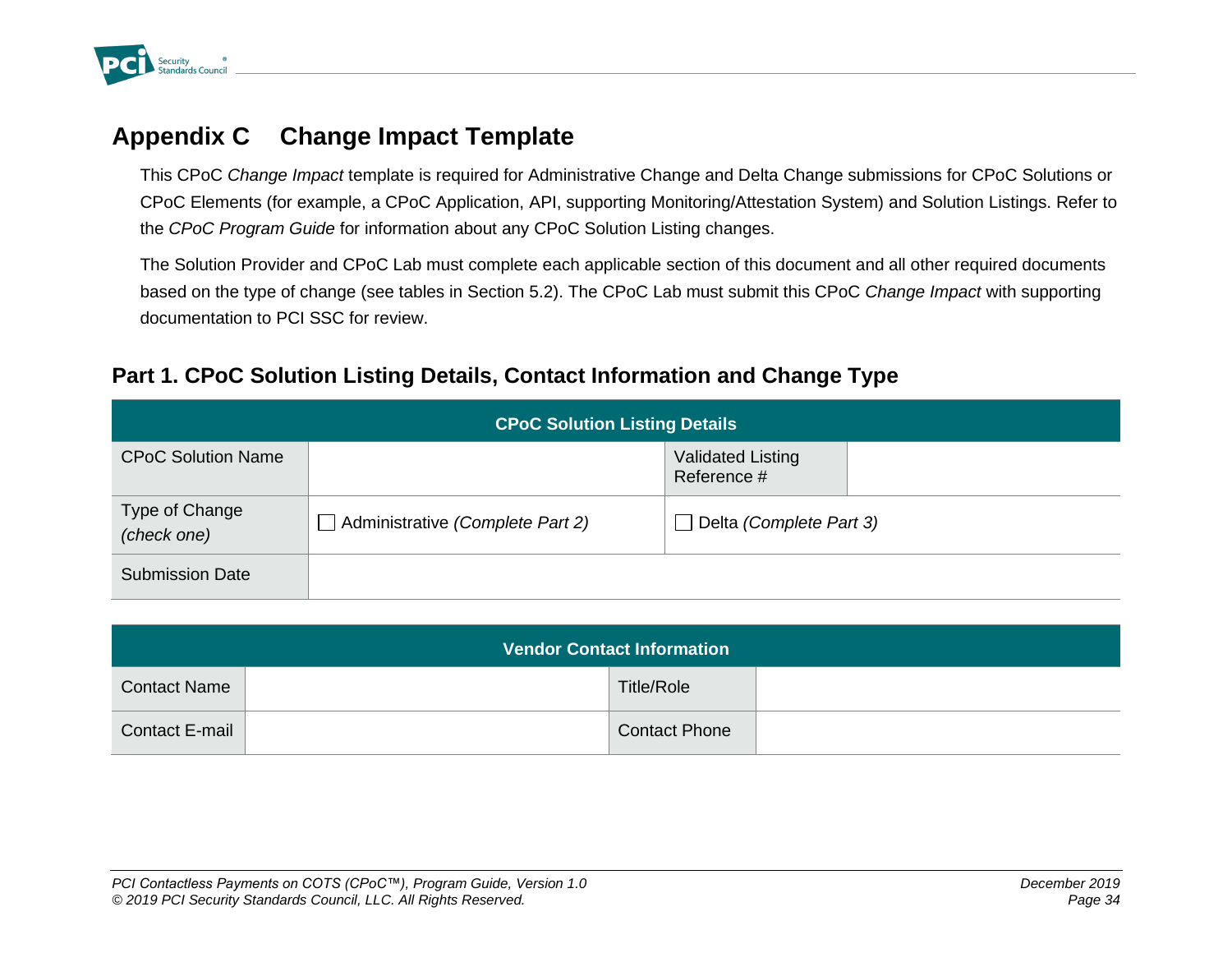# Appendix C Change Impact Template

This CPoC *Change Impact* template is required for Administrative Change and Delta Change submissions for CPoC Solutions or CPoC Elements (for example, a CPoC Application, API, supporting Monitoring/Attestation System) and Solution Listings. Refer to the *CPoC Program Guide* for information about any CPoC Solution Listing changes.

The Solution Provider and CPoC Lab must complete each applicable section of this document and all other required documents based on the type of change (see tables in Section 5.2). The CPoC Lab must submit this CPoC *Change Impact* with supporting documentation to PCI SSC for review.

## Part 1. CPoC Solution Listing Details, Contact Information and Change Type

| **CPoC Solution Listing Details** | | | |
|---|---|---|---|
| CPoC Solution Name | | Validated Listing Reference # | |
| Type of Change *(check one)* | ☐ Administrative *(Complete Part 2)* | ☐ Delta *(Complete Part 3)* | |
| Submission Date | | | |

| **Vendor Contact Information** | | | |
|---|---|---|---|
| Contact Name | | Title/Role | |
| Contact E-mail | | Contact Phone | |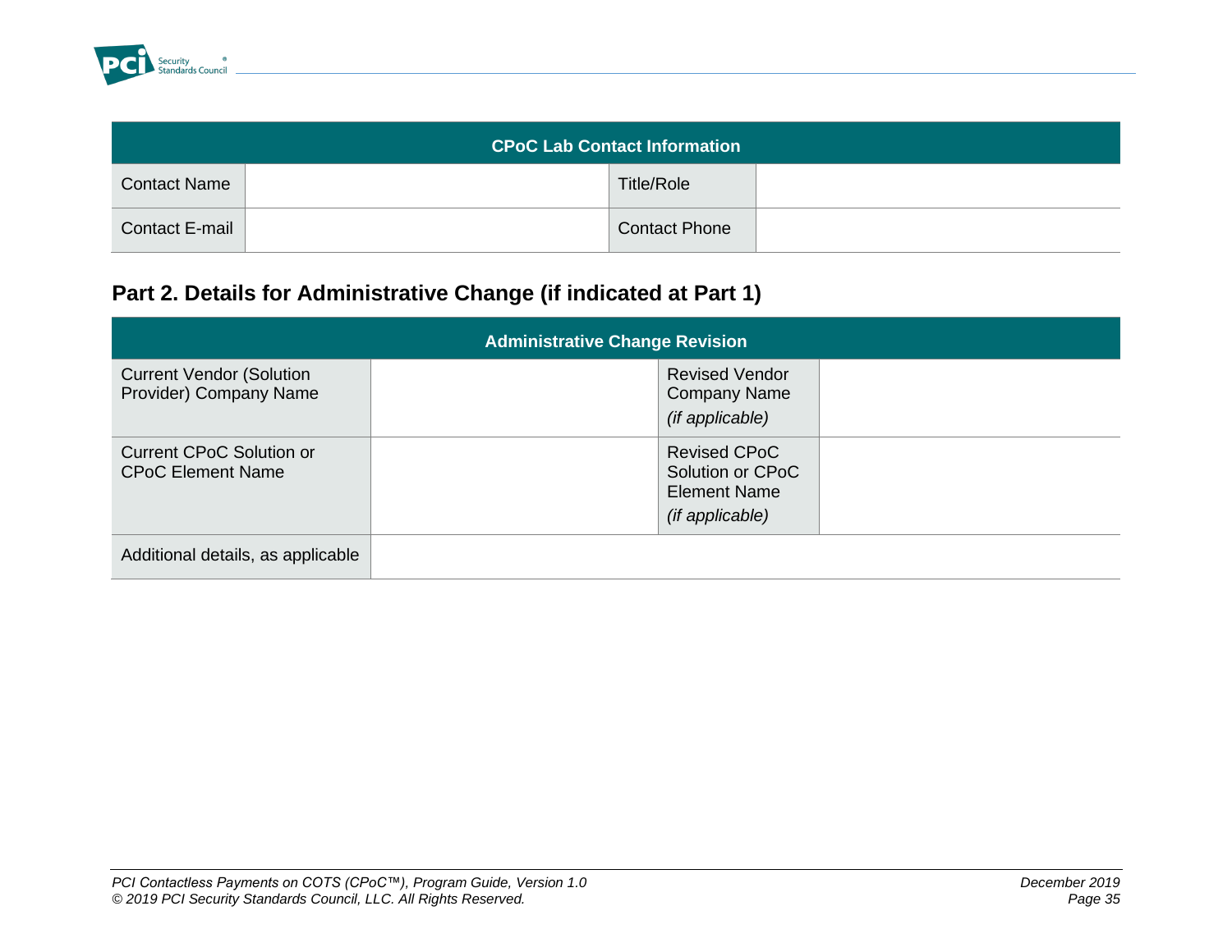| CPoC Lab Contact Information | | | |
|---|---|---|---|
| Contact Name | | Title/Role | |
| Contact E-mail | | Contact Phone | |

## Part 2. Details for Administrative Change (if indicated at Part 1)

| Administrative Change Revision | | | |
|---|---|---|---|
| Current Vendor (Solution Provider) Company Name | | Revised Vendor Company Name *(if applicable)* | |
| Current CPoC Solution or CPoC Element Name | | Revised CPoC Solution or CPoC Element Name *(if applicable)* | |
| Additional details, as applicable | | | |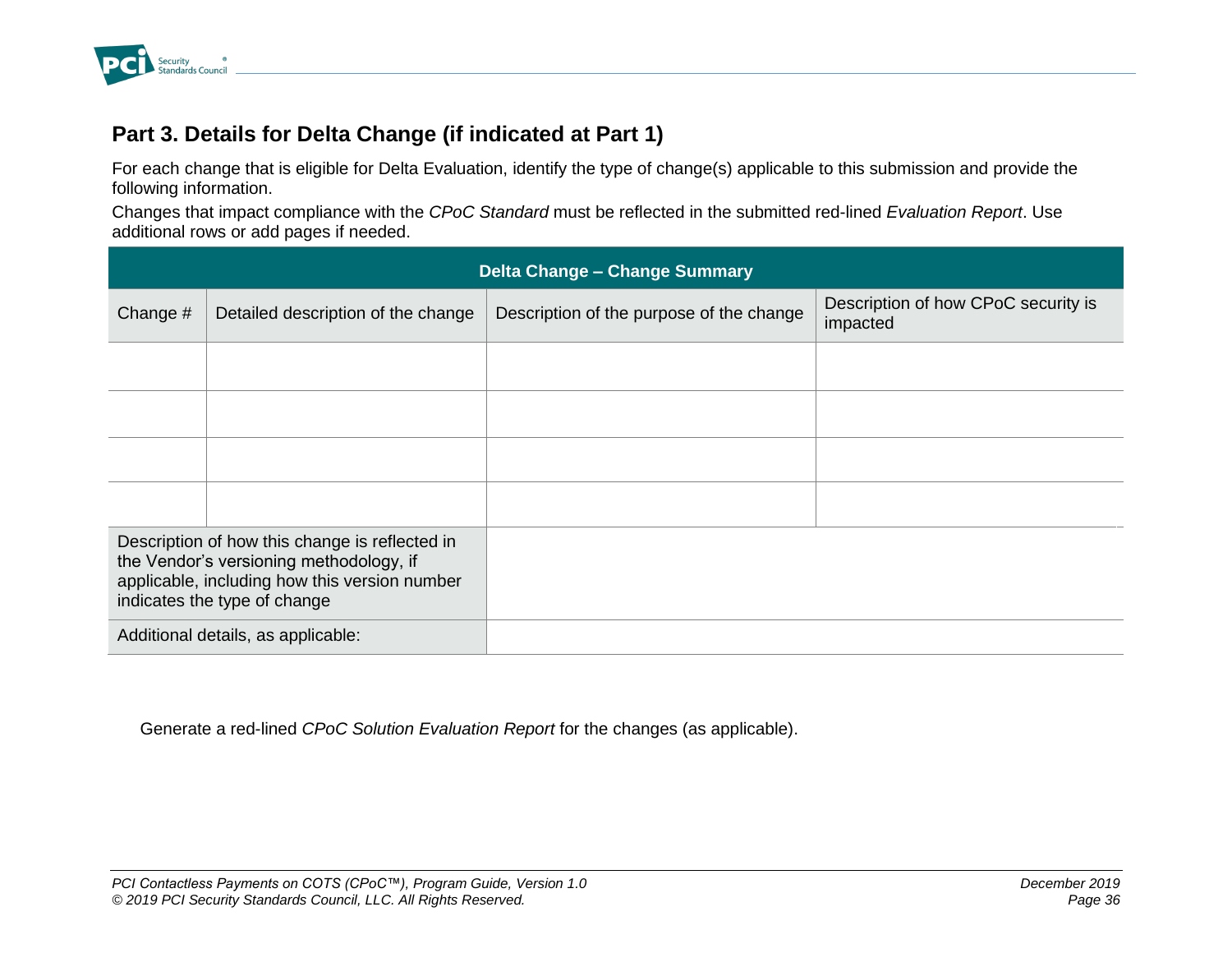## Part 3. Details for Delta Change (if indicated at Part 1)

For each change that is eligible for Delta Evaluation, identify the type of change(s) applicable to this submission and provide the following information.

Changes that impact compliance with the *CPoC Standard* must be reflected in the submitted red-lined *Evaluation Report*. Use additional rows or add pages if needed.

| **Delta Change – Change Summary** | | | |
|---|---|---|---|
| Change # | Detailed description of the change | Description of the purpose of the change | Description of how CPoC security is impacted |
| | | | |
| | | | |
| | | | |
| | | | |
| Description of how this change is reflected in the Vendor's versioning methodology, if applicable, including how this version number indicates the type of change | | | |
| Additional details, as applicable: | | | |

Generate a red-lined *CPoC Solution Evaluation Report* for the changes (as applicable).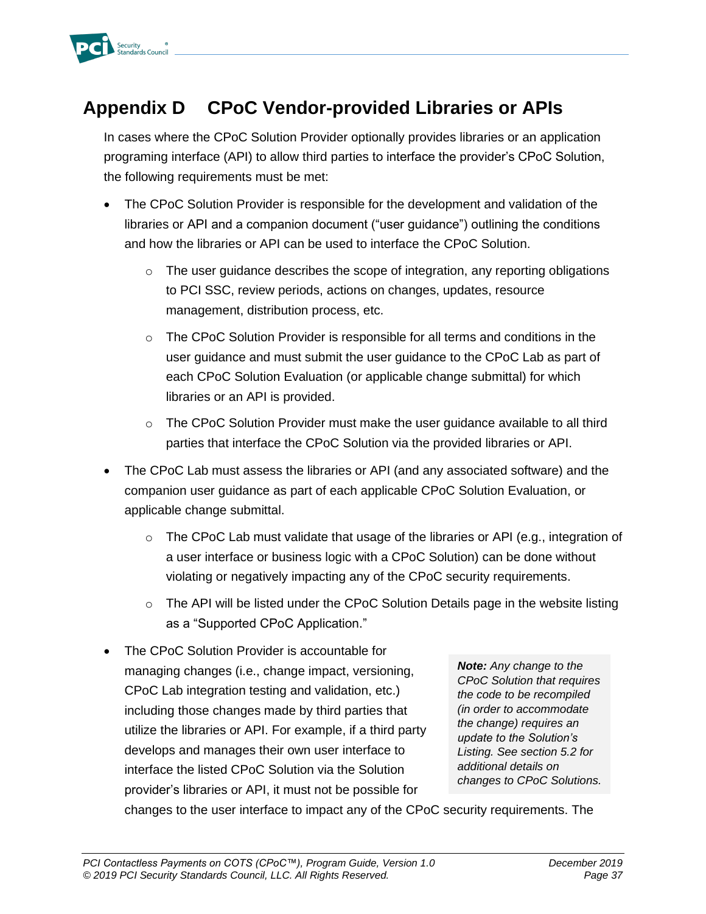# Appendix D CPoC Vendor-provided Libraries or APIs

In cases where the CPoC Solution Provider optionally provides libraries or an application programing interface (API) to allow third parties to interface the provider's CPoC Solution, the following requirements must be met:

- The CPoC Solution Provider is responsible for the development and validation of the libraries or API and a companion document ("user guidance") outlining the conditions and how the libraries or API can be used to interface the CPoC Solution.
  - The user guidance describes the scope of integration, any reporting obligations to PCI SSC, review periods, actions on changes, updates, resource management, distribution process, etc.
  - The CPoC Solution Provider is responsible for all terms and conditions in the user guidance and must submit the user guidance to the CPoC Lab as part of each CPoC Solution Evaluation (or applicable change submittal) for which libraries or an API is provided.
  - The CPoC Solution Provider must make the user guidance available to all third parties that interface the CPoC Solution via the provided libraries or API.
- The CPoC Lab must assess the libraries or API (and any associated software) and the companion user guidance as part of each applicable CPoC Solution Evaluation, or applicable change submittal.
  - The CPoC Lab must validate that usage of the libraries or API (e.g., integration of a user interface or business logic with a CPoC Solution) can be done without violating or negatively impacting any of the CPoC security requirements.
  - The API will be listed under the CPoC Solution Details page in the website listing as a "Supported CPoC Application."
- The CPoC Solution Provider is accountable for managing changes (i.e., change impact, versioning, CPoC Lab integration testing and validation, etc.) including those changes made by third parties that utilize the libraries or API. For example, if a third party develops and manages their own user interface to interface the listed CPoC Solution via the Solution provider's libraries or API, it must not be possible for changes to the user interface to impact any of the CPoC security requirements. The

> ***Note:*** *Any change to the CPoC Solution that requires the code to be recompiled (in order to accommodate the change) requires an update to the Solution's Listing. See section 5.2 for additional details on changes to CPoC Solutions.*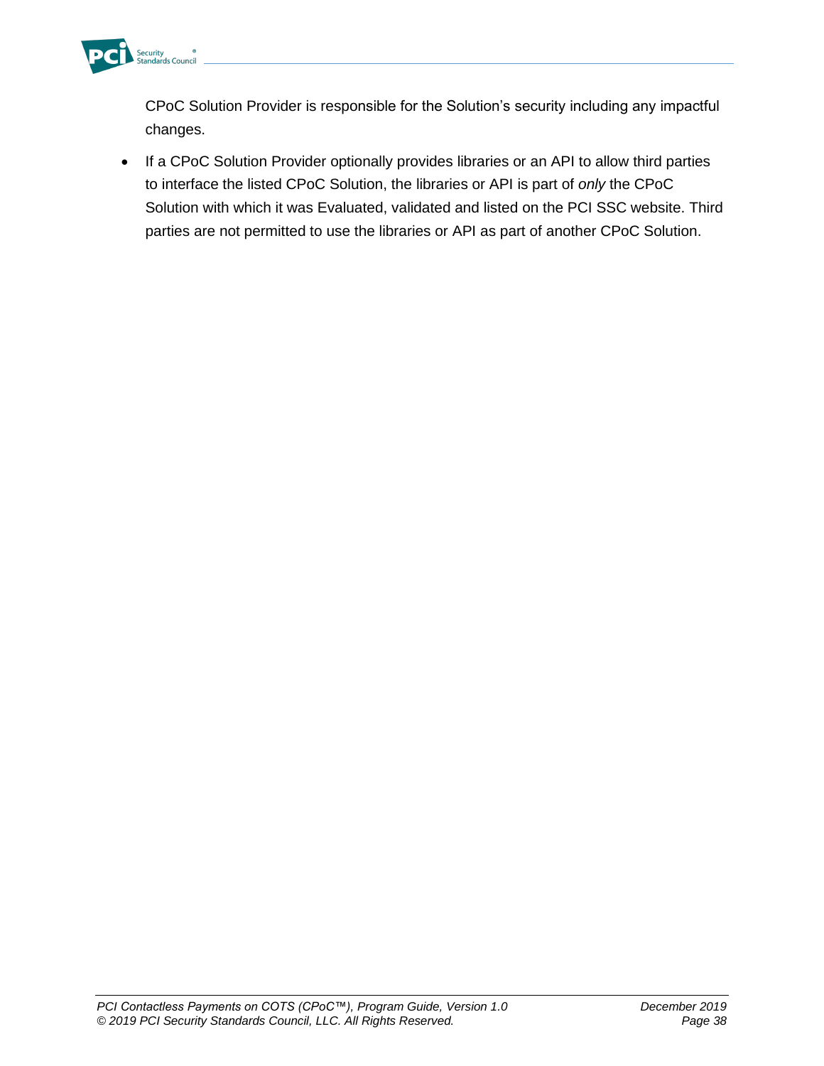CPoC Solution Provider is responsible for the Solution's security including any impactful changes.

- If a CPoC Solution Provider optionally provides libraries or an API to allow third parties to interface the listed CPoC Solution, the libraries or API is part of *only* the CPoC Solution with which it was Evaluated, validated and listed on the PCI SSC website. Third parties are not permitted to use the libraries or API as part of another CPoC Solution.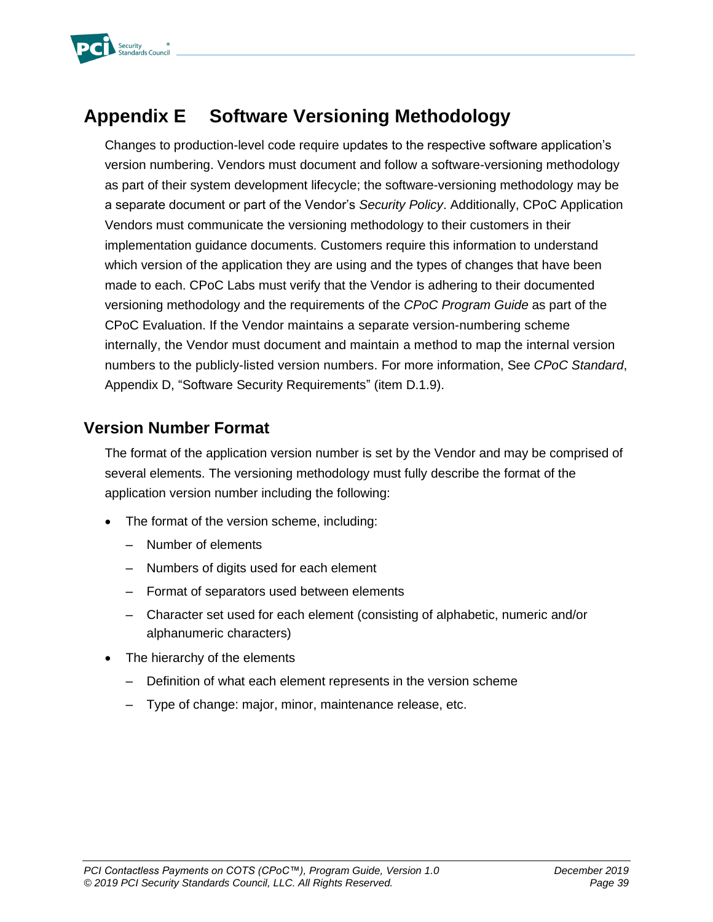# Appendix E Software Versioning Methodology

Changes to production-level code require updates to the respective software application's version numbering. Vendors must document and follow a software-versioning methodology as part of their system development lifecycle; the software-versioning methodology may be a separate document or part of the Vendor's *Security Policy*. Additionally, CPoC Application Vendors must communicate the versioning methodology to their customers in their implementation guidance documents. Customers require this information to understand which version of the application they are using and the types of changes that have been made to each. CPoC Labs must verify that the Vendor is adhering to their documented versioning methodology and the requirements of the *CPoC Program Guide* as part of the CPoC Evaluation. If the Vendor maintains a separate version-numbering scheme internally, the Vendor must document and maintain a method to map the internal version numbers to the publicly-listed version numbers. For more information, See *CPoC Standard*, Appendix D, "Software Security Requirements" (item D.1.9).

## Version Number Format

The format of the application version number is set by the Vendor and may be comprised of several elements. The versioning methodology must fully describe the format of the application version number including the following:

- The format of the version scheme, including:
  - Number of elements
  - Numbers of digits used for each element
  - Format of separators used between elements
  - Character set used for each element (consisting of alphabetic, numeric and/or alphanumeric characters)
- The hierarchy of the elements
  - Definition of what each element represents in the version scheme
  - Type of change: major, minor, maintenance release, etc.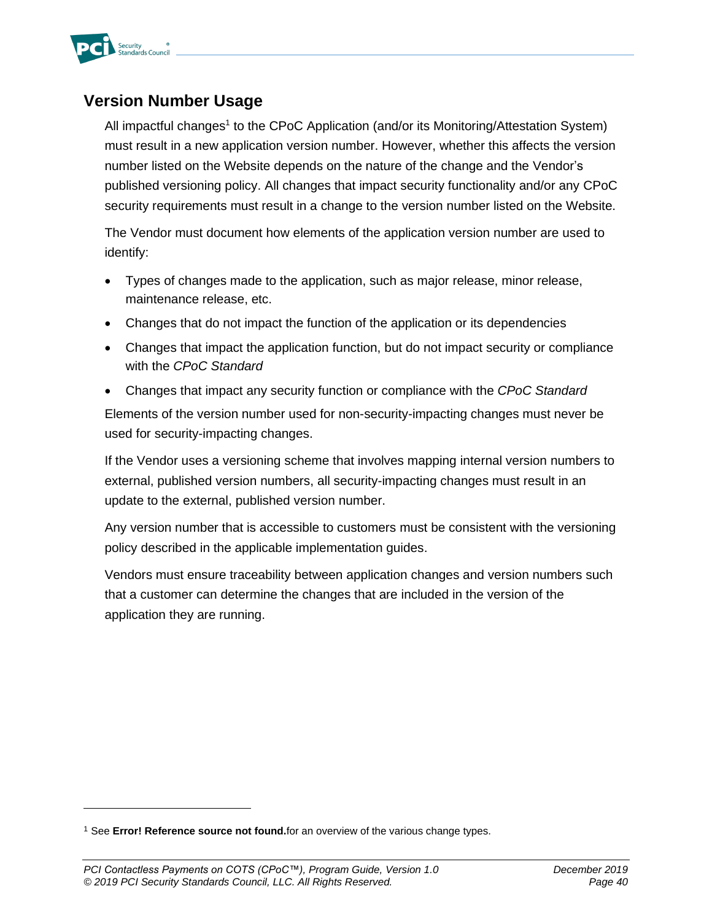## Version Number Usage

All impactful changes[1] to the CPoC Application (and/or its Monitoring/Attestation System) must result in a new application version number. However, whether this affects the version number listed on the Website depends on the nature of the change and the Vendor's published versioning policy. All changes that impact security functionality and/or any CPoC security requirements must result in a change to the version number listed on the Website.

The Vendor must document how elements of the application version number are used to identify:

- Types of changes made to the application, such as major release, minor release, maintenance release, etc.
- Changes that do not impact the function of the application or its dependencies
- Changes that impact the application function, but do not impact security or compliance with the *CPoC Standard*
- Changes that impact any security function or compliance with the *CPoC Standard*

Elements of the version number used for non-security-impacting changes must never be used for security-impacting changes.

If the Vendor uses a versioning scheme that involves mapping internal version numbers to external, published version numbers, all security-impacting changes must result in an update to the external, published version number.

Any version number that is accessible to customers must be consistent with the versioning policy described in the applicable implementation guides.

Vendors must ensure traceability between application changes and version numbers such that a customer can determine the changes that are included in the version of the application they are running.

---

[1] See **Error! Reference source not found.**for an overview of the various change types.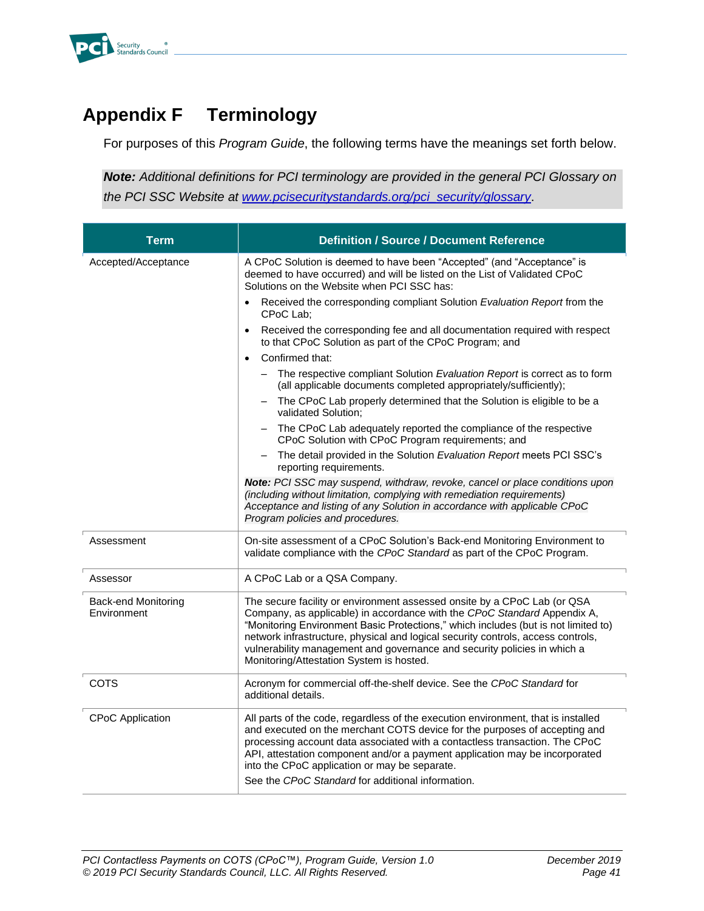# Appendix F Terminology

For purposes of this *Program Guide*, the following terms have the meanings set forth below.

***Note:** Additional definitions for PCI terminology are provided in the general PCI Glossary on the PCI SSC Website at [www.pcisecuritystandards.org/pci_security/glossary](www.pcisecuritystandards.org/pci_security/glossary).*

| Term | Definition / Source / Document Reference |
|---|---|
| Accepted/Acceptance | A CPoC Solution is deemed to have been "Accepted" (and "Acceptance" is deemed to have occurred) and will be listed on the List of Validated CPoC Solutions on the Website when PCI SSC has:<br>• Received the corresponding compliant Solution *Evaluation Report* from the CPoC Lab;<br>• Received the corresponding fee and all documentation required with respect to that CPoC Solution as part of the CPoC Program; and<br>• Confirmed that:<br>– The respective compliant Solution *Evaluation Report* is correct as to form (all applicable documents completed appropriately/sufficiently);<br>– The CPoC Lab properly determined that the Solution is eligible to be a validated Solution;<br>– The CPoC Lab adequately reported the compliance of the respective CPoC Solution with CPoC Program requirements; and<br>– The detail provided in the Solution *Evaluation Report* meets PCI SSC's reporting requirements.<br>***Note:** PCI SSC may suspend, withdraw, revoke, cancel or place conditions upon (including without limitation, complying with remediation requirements) Acceptance and listing of any Solution in accordance with applicable CPoC Program policies and procedures.* |
| Assessment | On-site assessment of a CPoC Solution's Back-end Monitoring Environment to validate compliance with the *CPoC Standard* as part of the CPoC Program. |
| Assessor | A CPoC Lab or a QSA Company. |
| Back-end Monitoring Environment | The secure facility or environment assessed onsite by a CPoC Lab (or QSA Company, as applicable) in accordance with the *CPoC Standard* Appendix A, "Monitoring Environment Basic Protections," which includes (but is not limited to) network infrastructure, physical and logical security controls, access controls, vulnerability management and governance and security policies in which a Monitoring/Attestation System is hosted. |
| COTS | Acronym for commercial off-the-shelf device. See the *CPoC Standard* for additional details. |
| CPoC Application | All parts of the code, regardless of the execution environment, that is installed and executed on the merchant COTS device for the purposes of accepting and processing account data associated with a contactless transaction. The CPoC API, attestation component and/or a payment application may be incorporated into the CPoC application or may be separate.<br>See the *CPoC Standard* for additional information. |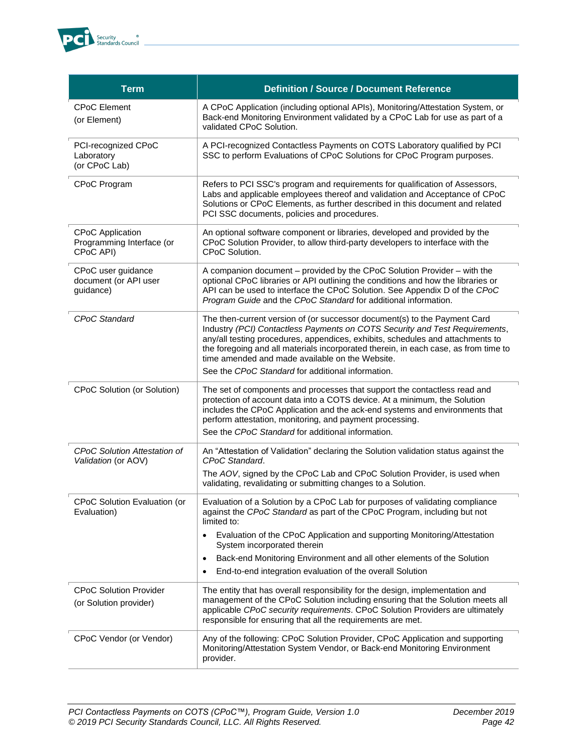| Term | Definition / Source / Document Reference |
|---|---|
| CPoC Element<br>(or Element) | A CPoC Application (including optional APIs), Monitoring/Attestation System, or Back-end Monitoring Environment validated by a CPoC Lab for use as part of a validated CPoC Solution. |
| PCI-recognized CPoC Laboratory<br>(or CPoC Lab) | A PCI-recognized Contactless Payments on COTS Laboratory qualified by PCI SSC to perform Evaluations of CPoC Solutions for CPoC Program purposes. |
| CPoC Program | Refers to PCI SSC's program and requirements for qualification of Assessors, Labs and applicable employees thereof and validation and Acceptance of CPoC Solutions or CPoC Elements, as further described in this document and related PCI SSC documents, policies and procedures. |
| CPoC Application Programming Interface (or CPoC API) | An optional software component or libraries, developed and provided by the CPoC Solution Provider, to allow third-party developers to interface with the CPoC Solution. |
| CPoC user guidance document (or API user guidance) | A companion document – provided by the CPoC Solution Provider – with the optional CPoC libraries or API outlining the conditions and how the libraries or API can be used to interface the CPoC Solution. See Appendix D of the *CPoC Program Guide* and the *CPoC Standard* for additional information. |
| *CPoC Standard* | The then-current version of (or successor document(s) to the Payment Card Industry *(PCI) Contactless Payments on COTS Security and Test Requirements*, any/all testing procedures, appendices, exhibits, schedules and attachments to the foregoing and all materials incorporated therein, in each case, as from time to time amended and made available on the Website.<br>See the *CPoC Standard* for additional information. |
| CPoC Solution (or Solution) | The set of components and processes that support the contactless read and protection of account data into a COTS device. At a minimum, the Solution includes the CPoC Application and the ack-end systems and environments that perform attestation, monitoring, and payment processing.<br>See the *CPoC Standard* for additional information. |
| *CPoC Solution Attestation of Validation* (or AOV) | An "Attestation of Validation" declaring the Solution validation status against the *CPoC Standard*.<br>The *AOV*, signed by the CPoC Lab and CPoC Solution Provider, is used when validating, revalidating or submitting changes to a Solution. |
| CPoC Solution Evaluation (or Evaluation) | Evaluation of a Solution by a CPoC Lab for purposes of validating compliance against the *CPoC Standard* as part of the CPoC Program, including but not limited to:<br>• Evaluation of the CPoC Application and supporting Monitoring/Attestation System incorporated therein<br>• Back-end Monitoring Environment and all other elements of the Solution<br>• End-to-end integration evaluation of the overall Solution |
| CPoC Solution Provider<br>(or Solution provider) | The entity that has overall responsibility for the design, implementation and management of the CPoC Solution including ensuring that the Solution meets all applicable *CPoC security requirements*. CPoC Solution Providers are ultimately responsible for ensuring that all the requirements are met. |
| CPoC Vendor (or Vendor) | Any of the following: CPoC Solution Provider, CPoC Application and supporting Monitoring/Attestation System Vendor, or Back-end Monitoring Environment provider. |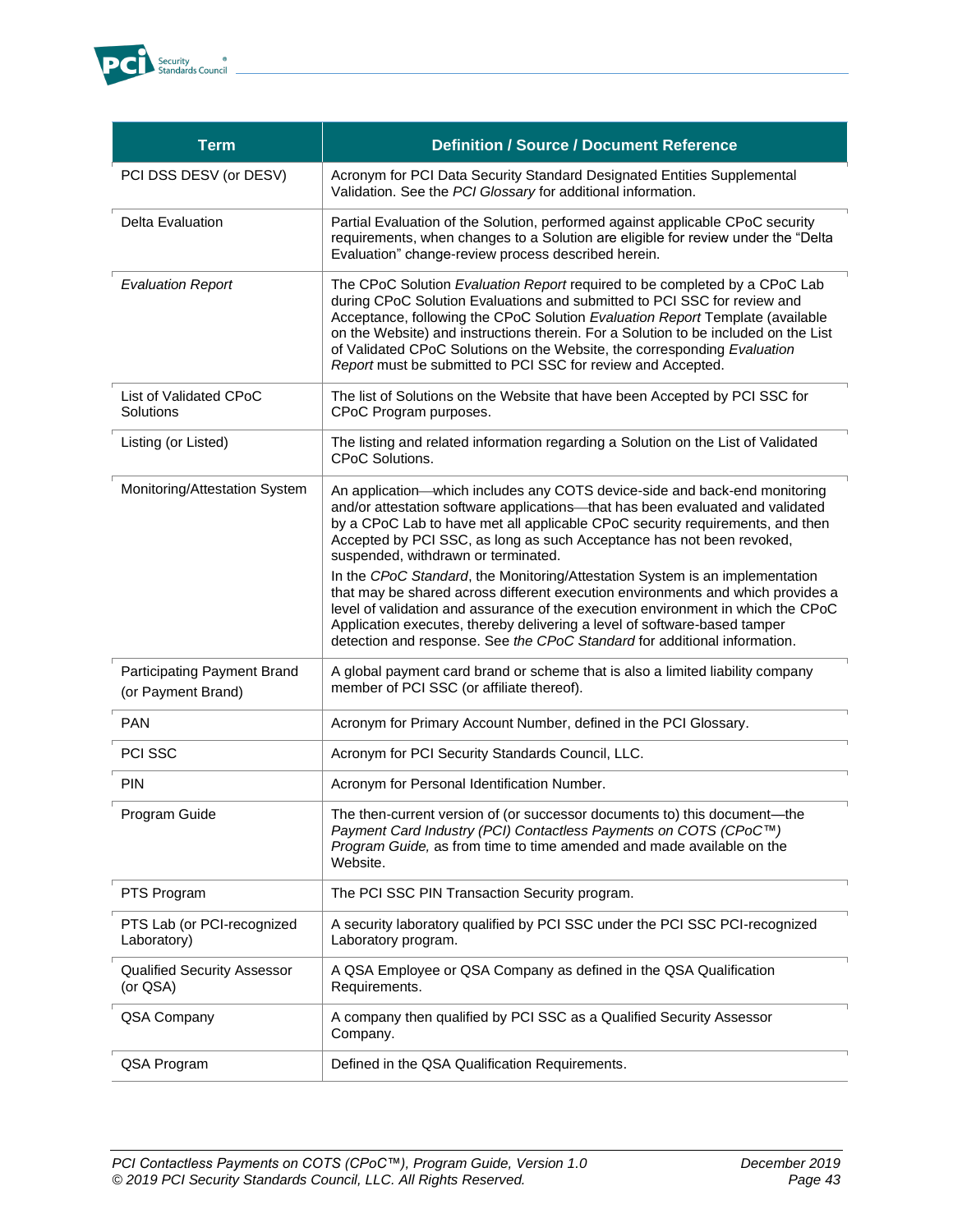| Term | Definition / Source / Document Reference |
|---|---|
| PCI DSS DESV (or DESV) | Acronym for PCI Data Security Standard Designated Entities Supplemental Validation. See the *PCI Glossary* for additional information. |
| Delta Evaluation | Partial Evaluation of the Solution, performed against applicable CPoC security requirements, when changes to a Solution are eligible for review under the "Delta Evaluation" change-review process described herein. |
| *Evaluation Report* | The CPoC Solution *Evaluation Report* required to be completed by a CPoC Lab during CPoC Solution Evaluations and submitted to PCI SSC for review and Acceptance, following the CPoC Solution *Evaluation Report* Template (available on the Website) and instructions therein. For a Solution to be included on the List of Validated CPoC Solutions on the Website, the corresponding *Evaluation Report* must be submitted to PCI SSC for review and Accepted. |
| List of Validated CPoC Solutions | The list of Solutions on the Website that have been Accepted by PCI SSC for CPoC Program purposes. |
| Listing (or Listed) | The listing and related information regarding a Solution on the List of Validated CPoC Solutions. |
| Monitoring/Attestation System | An application—which includes any COTS device-side and back-end monitoring and/or attestation software applications—that has been evaluated and validated by a CPoC Lab to have met all applicable CPoC security requirements, and then Accepted by PCI SSC, as long as such Acceptance has not been revoked, suspended, withdrawn or terminated.<br><br>In the *CPoC Standard*, the Monitoring/Attestation System is an implementation that may be shared across different execution environments and which provides a level of validation and assurance of the execution environment in which the CPoC Application executes, thereby delivering a level of software-based tamper detection and response. See *the CPoC Standard* for additional information. |
| Participating Payment Brand (or Payment Brand) | A global payment card brand or scheme that is also a limited liability company member of PCI SSC (or affiliate thereof). |
| PAN | Acronym for Primary Account Number, defined in the PCI Glossary. |
| PCI SSC | Acronym for PCI Security Standards Council, LLC. |
| PIN | Acronym for Personal Identification Number. |
| Program Guide | The then-current version of (or successor documents to) this document—the *Payment Card Industry (PCI) Contactless Payments on COTS (CPoC™) Program Guide,* as from time to time amended and made available on the Website. |
| PTS Program | The PCI SSC PIN Transaction Security program. |
| PTS Lab (or PCI-recognized Laboratory) | A security laboratory qualified by PCI SSC under the PCI SSC PCI-recognized Laboratory program. |
| Qualified Security Assessor (or QSA) | A QSA Employee or QSA Company as defined in the QSA Qualification Requirements. |
| QSA Company | A company then qualified by PCI SSC as a Qualified Security Assessor Company. |
| QSA Program | Defined in the QSA Qualification Requirements. |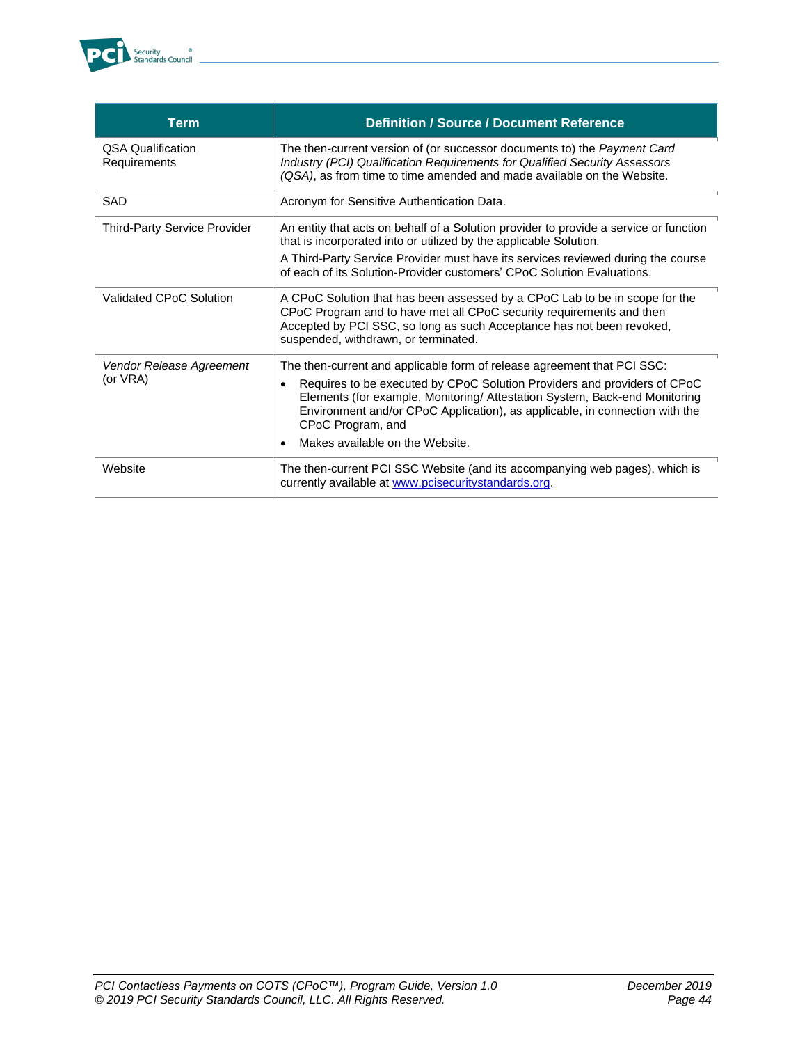| Term | Definition / Source / Document Reference |
|---|---|
| QSA Qualification Requirements | The then-current version of (or successor documents to) the *Payment Card Industry (PCI) Qualification Requirements for Qualified Security Assessors (QSA)*, as from time to time amended and made available on the Website. |
| SAD | Acronym for Sensitive Authentication Data. |
| Third-Party Service Provider | An entity that acts on behalf of a Solution provider to provide a service or function that is incorporated into or utilized by the applicable Solution.<br>A Third-Party Service Provider must have its services reviewed during the course of each of its Solution-Provider customers' CPoC Solution Evaluations. |
| Validated CPoC Solution | A CPoC Solution that has been assessed by a CPoC Lab to be in scope for the CPoC Program and to have met all CPoC security requirements and then Accepted by PCI SSC, so long as such Acceptance has not been revoked, suspended, withdrawn, or terminated. |
| *Vendor Release Agreement* (or VRA) | The then-current and applicable form of release agreement that PCI SSC:<br>• Requires to be executed by CPoC Solution Providers and providers of CPoC Elements (for example, Monitoring/ Attestation System, Back-end Monitoring Environment and/or CPoC Application), as applicable, in connection with the CPoC Program, and<br>• Makes available on the Website. |
| Website | The then-current PCI SSC Website (and its accompanying web pages), which is currently available at www.pcisecuritystandards.org. |